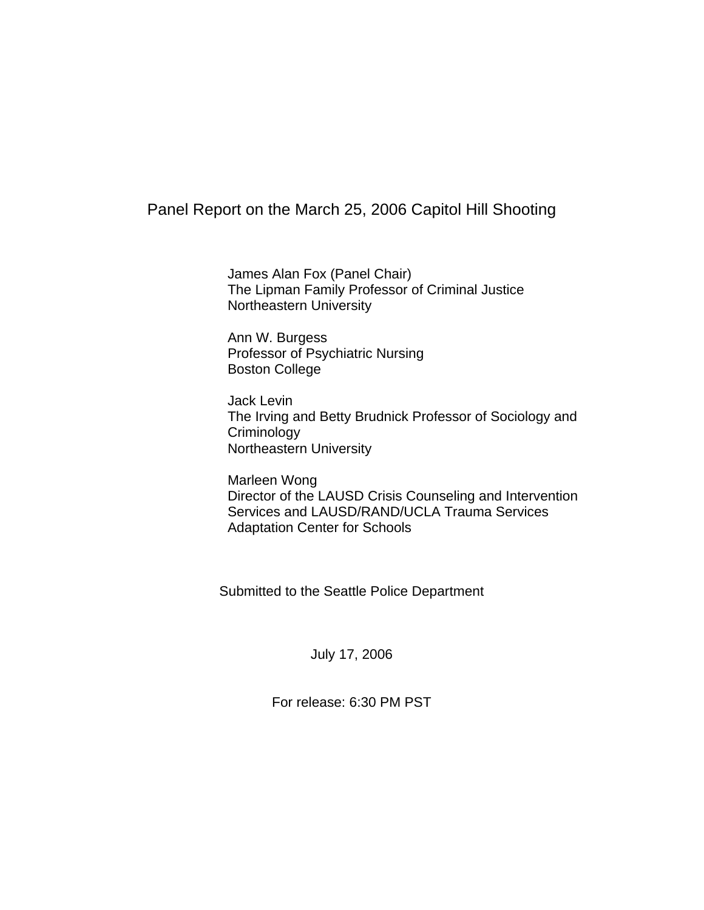# Panel Report on the March 25, 2006 Capitol Hill Shooting

James Alan Fox (Panel Chair)
The Lipman Family Professor of Criminal Justice
Northeastern University

Ann W. Burgess
Professor of Psychiatric Nursing
Boston College

Jack Levin
The Irving and Betty Brudnick Professor of Sociology and Criminology
Northeastern University

Marleen Wong
Director of the LAUSD Crisis Counseling and Intervention Services and LAUSD/RAND/UCLA Trauma Services Adaptation Center for Schools

Submitted to the Seattle Police Department

July 17, 2006

For release: 6:30 PM PST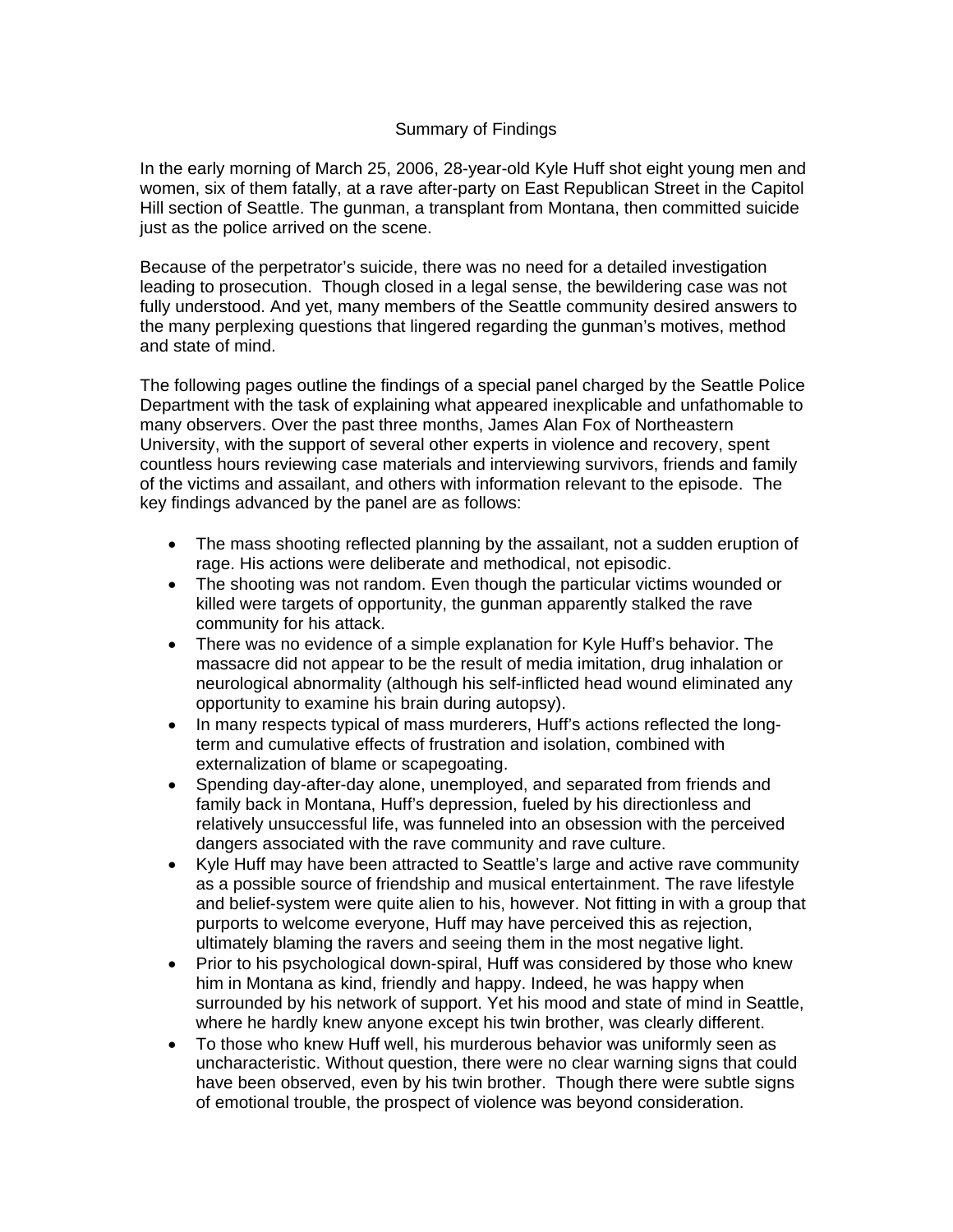# Summary of Findings

In the early morning of March 25, 2006, 28-year-old Kyle Huff shot eight young men and women, six of them fatally, at a rave after-party on East Republican Street in the Capitol Hill section of Seattle. The gunman, a transplant from Montana, then committed suicide just as the police arrived on the scene.

Because of the perpetrator's suicide, there was no need for a detailed investigation leading to prosecution. Though closed in a legal sense, the bewildering case was not fully understood. And yet, many members of the Seattle community desired answers to the many perplexing questions that lingered regarding the gunman's motives, method and state of mind.

The following pages outline the findings of a special panel charged by the Seattle Police Department with the task of explaining what appeared inexplicable and unfathomable to many observers. Over the past three months, James Alan Fox of Northeastern University, with the support of several other experts in violence and recovery, spent countless hours reviewing case materials and interviewing survivors, friends and family of the victims and assailant, and others with information relevant to the episode. The key findings advanced by the panel are as follows:

- The mass shooting reflected planning by the assailant, not a sudden eruption of rage. His actions were deliberate and methodical, not episodic.
- The shooting was not random. Even though the particular victims wounded or killed were targets of opportunity, the gunman apparently stalked the rave community for his attack.
- There was no evidence of a simple explanation for Kyle Huff's behavior. The massacre did not appear to be the result of media imitation, drug inhalation or neurological abnormality (although his self-inflicted head wound eliminated any opportunity to examine his brain during autopsy).
- In many respects typical of mass murderers, Huff's actions reflected the long-term and cumulative effects of frustration and isolation, combined with externalization of blame or scapegoating.
- Spending day-after-day alone, unemployed, and separated from friends and family back in Montana, Huff's depression, fueled by his directionless and relatively unsuccessful life, was funneled into an obsession with the perceived dangers associated with the rave community and rave culture.
- Kyle Huff may have been attracted to Seattle's large and active rave community as a possible source of friendship and musical entertainment. The rave lifestyle and belief-system were quite alien to his, however. Not fitting in with a group that purports to welcome everyone, Huff may have perceived this as rejection, ultimately blaming the ravers and seeing them in the most negative light.
- Prior to his psychological down-spiral, Huff was considered by those who knew him in Montana as kind, friendly and happy. Indeed, he was happy when surrounded by his network of support. Yet his mood and state of mind in Seattle, where he hardly knew anyone except his twin brother, was clearly different.
- To those who knew Huff well, his murderous behavior was uniformly seen as uncharacteristic. Without question, there were no clear warning signs that could have been observed, even by his twin brother. Though there were subtle signs of emotional trouble, the prospect of violence was beyond consideration.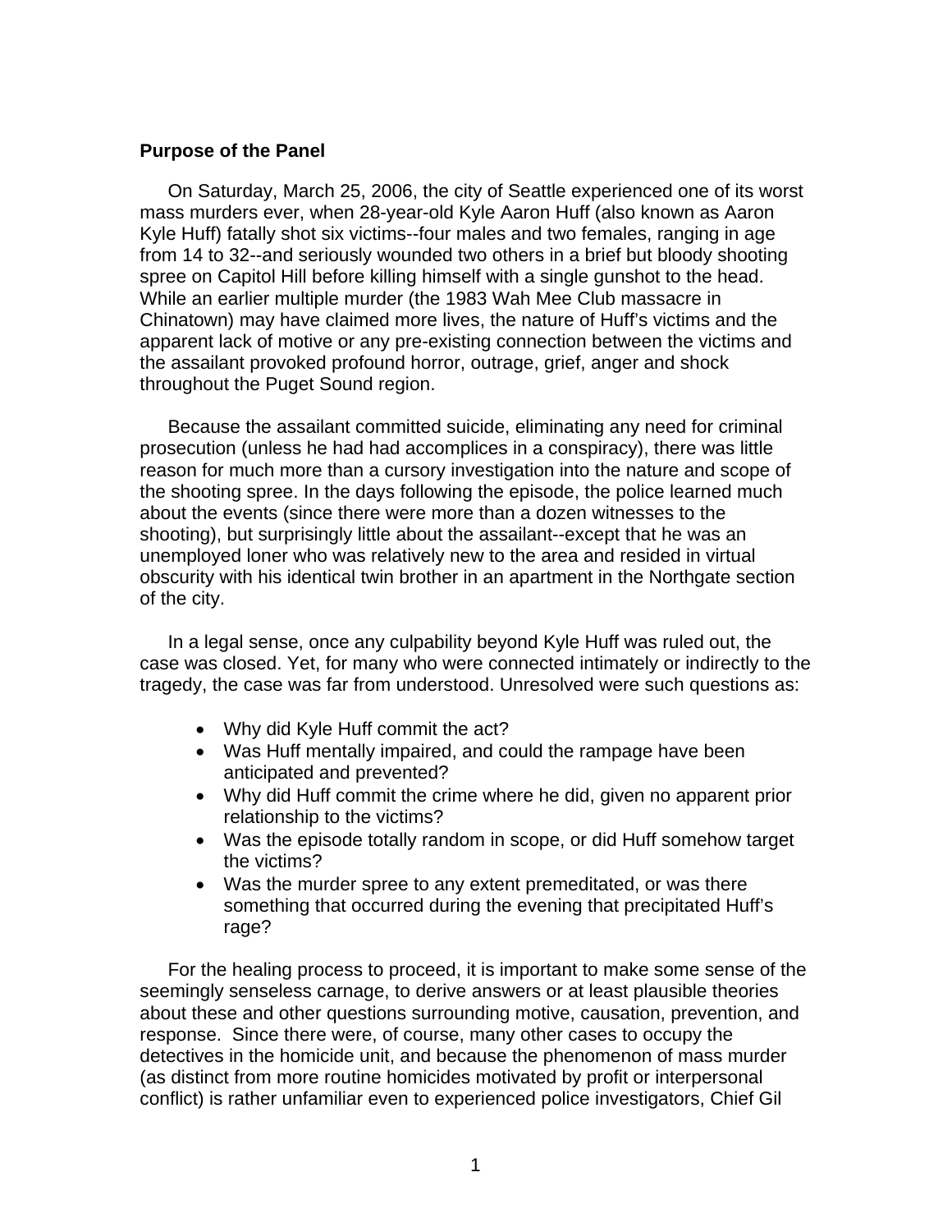**Purpose of the Panel**

On Saturday, March 25, 2006, the city of Seattle experienced one of its worst mass murders ever, when 28-year-old Kyle Aaron Huff (also known as Aaron Kyle Huff) fatally shot six victims--four males and two females, ranging in age from 14 to 32--and seriously wounded two others in a brief but bloody shooting spree on Capitol Hill before killing himself with a single gunshot to the head. While an earlier multiple murder (the 1983 Wah Mee Club massacre in Chinatown) may have claimed more lives, the nature of Huff's victims and the apparent lack of motive or any pre-existing connection between the victims and the assailant provoked profound horror, outrage, grief, anger and shock throughout the Puget Sound region.

Because the assailant committed suicide, eliminating any need for criminal prosecution (unless he had had accomplices in a conspiracy), there was little reason for much more than a cursory investigation into the nature and scope of the shooting spree. In the days following the episode, the police learned much about the events (since there were more than a dozen witnesses to the shooting), but surprisingly little about the assailant--except that he was an unemployed loner who was relatively new to the area and resided in virtual obscurity with his identical twin brother in an apartment in the Northgate section of the city.

In a legal sense, once any culpability beyond Kyle Huff was ruled out, the case was closed. Yet, for many who were connected intimately or indirectly to the tragedy, the case was far from understood. Unresolved were such questions as:

- Why did Kyle Huff commit the act?
- Was Huff mentally impaired, and could the rampage have been anticipated and prevented?
- Why did Huff commit the crime where he did, given no apparent prior relationship to the victims?
- Was the episode totally random in scope, or did Huff somehow target the victims?
- Was the murder spree to any extent premeditated, or was there something that occurred during the evening that precipitated Huff's rage?

For the healing process to proceed, it is important to make some sense of the seemingly senseless carnage, to derive answers or at least plausible theories about these and other questions surrounding motive, causation, prevention, and response. Since there were, of course, many other cases to occupy the detectives in the homicide unit, and because the phenomenon of mass murder (as distinct from more routine homicides motivated by profit or interpersonal conflict) is rather unfamiliar even to experienced police investigators, Chief Gil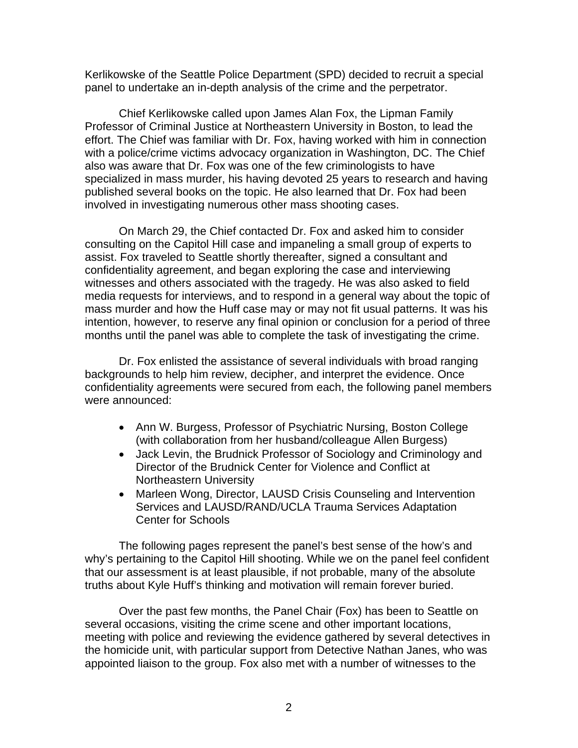Kerlikowske of the Seattle Police Department (SPD) decided to recruit a special panel to undertake an in-depth analysis of the crime and the perpetrator.

Chief Kerlikowske called upon James Alan Fox, the Lipman Family Professor of Criminal Justice at Northeastern University in Boston, to lead the effort. The Chief was familiar with Dr. Fox, having worked with him in connection with a police/crime victims advocacy organization in Washington, DC. The Chief also was aware that Dr. Fox was one of the few criminologists to have specialized in mass murder, his having devoted 25 years to research and having published several books on the topic. He also learned that Dr. Fox had been involved in investigating numerous other mass shooting cases.

On March 29, the Chief contacted Dr. Fox and asked him to consider consulting on the Capitol Hill case and impaneling a small group of experts to assist. Fox traveled to Seattle shortly thereafter, signed a consultant and confidentiality agreement, and began exploring the case and interviewing witnesses and others associated with the tragedy. He was also asked to field media requests for interviews, and to respond in a general way about the topic of mass murder and how the Huff case may or may not fit usual patterns. It was his intention, however, to reserve any final opinion or conclusion for a period of three months until the panel was able to complete the task of investigating the crime.

Dr. Fox enlisted the assistance of several individuals with broad ranging backgrounds to help him review, decipher, and interpret the evidence. Once confidentiality agreements were secured from each, the following panel members were announced:

- Ann W. Burgess, Professor of Psychiatric Nursing, Boston College (with collaboration from her husband/colleague Allen Burgess)
- Jack Levin, the Brudnick Professor of Sociology and Criminology and Director of the Brudnick Center for Violence and Conflict at Northeastern University
- Marleen Wong, Director, LAUSD Crisis Counseling and Intervention Services and LAUSD/RAND/UCLA Trauma Services Adaptation Center for Schools

The following pages represent the panel's best sense of the how's and why's pertaining to the Capitol Hill shooting. While we on the panel feel confident that our assessment is at least plausible, if not probable, many of the absolute truths about Kyle Huff's thinking and motivation will remain forever buried.

Over the past few months, the Panel Chair (Fox) has been to Seattle on several occasions, visiting the crime scene and other important locations, meeting with police and reviewing the evidence gathered by several detectives in the homicide unit, with particular support from Detective Nathan Janes, who was appointed liaison to the group. Fox also met with a number of witnesses to the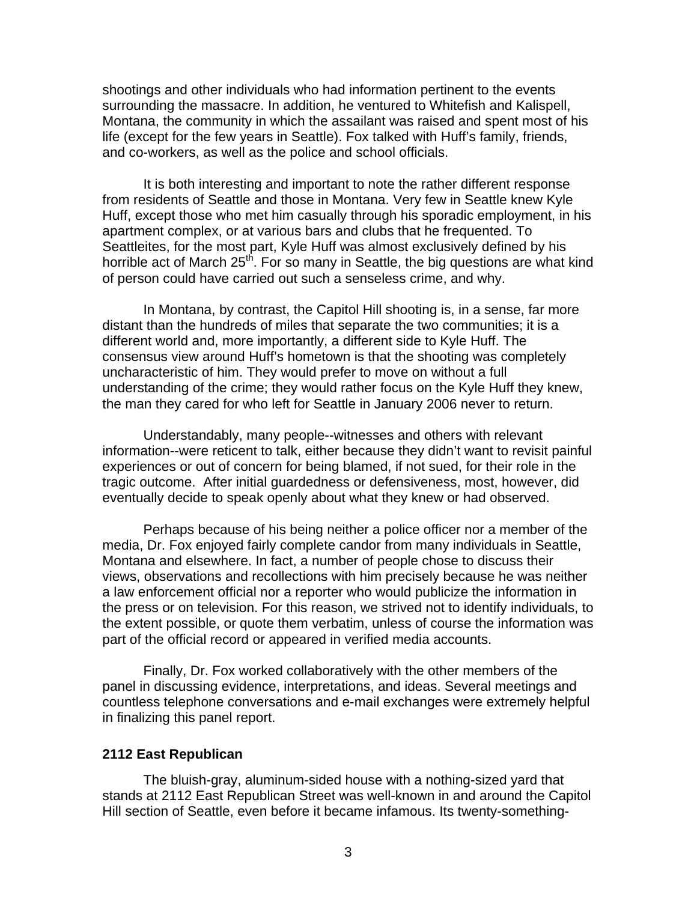shootings and other individuals who had information pertinent to the events surrounding the massacre. In addition, he ventured to Whitefish and Kalispell, Montana, the community in which the assailant was raised and spent most of his life (except for the few years in Seattle). Fox talked with Huff's family, friends, and co-workers, as well as the police and school officials.

It is both interesting and important to note the rather different response from residents of Seattle and those in Montana. Very few in Seattle knew Kyle Huff, except those who met him casually through his sporadic employment, in his apartment complex, or at various bars and clubs that he frequented. To Seattleites, for the most part, Kyle Huff was almost exclusively defined by his horrible act of March 25th. For so many in Seattle, the big questions are what kind of person could have carried out such a senseless crime, and why.

In Montana, by contrast, the Capitol Hill shooting is, in a sense, far more distant than the hundreds of miles that separate the two communities; it is a different world and, more importantly, a different side to Kyle Huff. The consensus view around Huff's hometown is that the shooting was completely uncharacteristic of him. They would prefer to move on without a full understanding of the crime; they would rather focus on the Kyle Huff they knew, the man they cared for who left for Seattle in January 2006 never to return.

Understandably, many people--witnesses and others with relevant information--were reticent to talk, either because they didn't want to revisit painful experiences or out of concern for being blamed, if not sued, for their role in the tragic outcome. After initial guardedness or defensiveness, most, however, did eventually decide to speak openly about what they knew or had observed.

Perhaps because of his being neither a police officer nor a member of the media, Dr. Fox enjoyed fairly complete candor from many individuals in Seattle, Montana and elsewhere. In fact, a number of people chose to discuss their views, observations and recollections with him precisely because he was neither a law enforcement official nor a reporter who would publicize the information in the press or on television. For this reason, we strived not to identify individuals, to the extent possible, or quote them verbatim, unless of course the information was part of the official record or appeared in verified media accounts.

Finally, Dr. Fox worked collaboratively with the other members of the panel in discussing evidence, interpretations, and ideas. Several meetings and countless telephone conversations and e-mail exchanges were extremely helpful in finalizing this panel report.

**2112 East Republican**

The bluish-gray, aluminum-sided house with a nothing-sized yard that stands at 2112 East Republican Street was well-known in and around the Capitol Hill section of Seattle, even before it became infamous. Its twenty-something-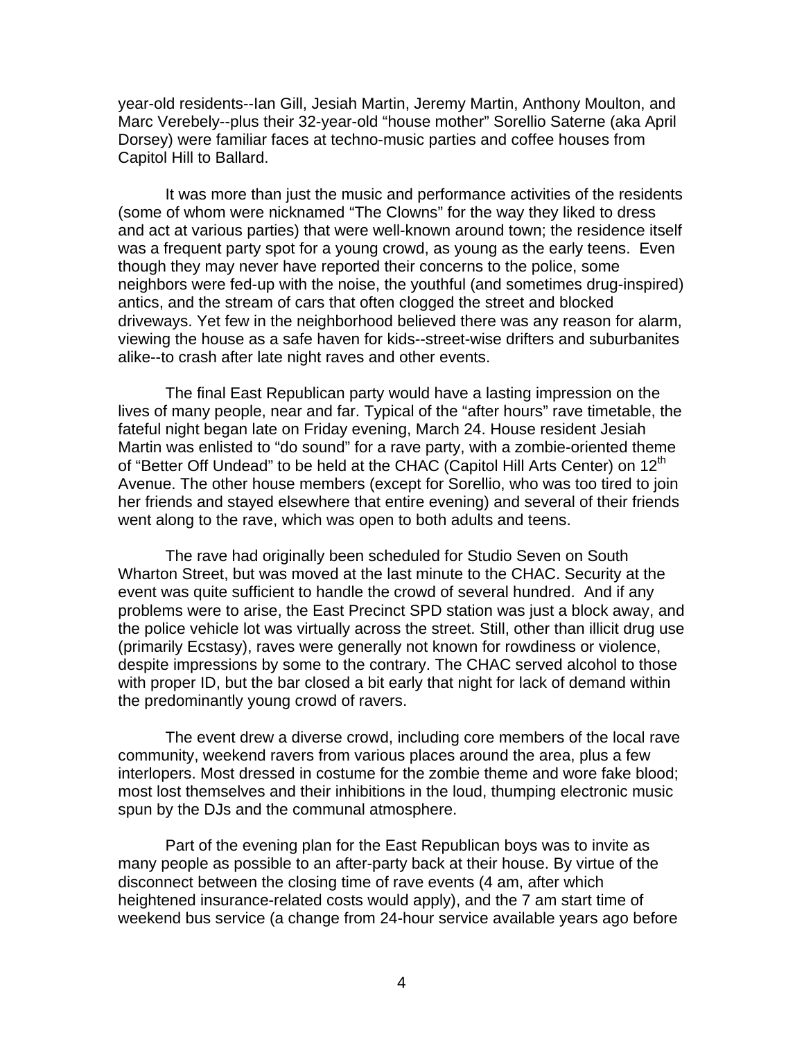year-old residents--Ian Gill, Jesiah Martin, Jeremy Martin, Anthony Moulton, and Marc Verebely--plus their 32-year-old "house mother" Sorellio Saterne (aka April Dorsey) were familiar faces at techno-music parties and coffee houses from Capitol Hill to Ballard.

It was more than just the music and performance activities of the residents (some of whom were nicknamed "The Clowns" for the way they liked to dress and act at various parties) that were well-known around town; the residence itself was a frequent party spot for a young crowd, as young as the early teens. Even though they may never have reported their concerns to the police, some neighbors were fed-up with the noise, the youthful (and sometimes drug-inspired) antics, and the stream of cars that often clogged the street and blocked driveways. Yet few in the neighborhood believed there was any reason for alarm, viewing the house as a safe haven for kids--street-wise drifters and suburbanites alike--to crash after late night raves and other events.

The final East Republican party would have a lasting impression on the lives of many people, near and far. Typical of the "after hours" rave timetable, the fateful night began late on Friday evening, March 24. House resident Jesiah Martin was enlisted to "do sound" for a rave party, with a zombie-oriented theme of "Better Off Undead" to be held at the CHAC (Capitol Hill Arts Center) on 12th Avenue. The other house members (except for Sorellio, who was too tired to join her friends and stayed elsewhere that entire evening) and several of their friends went along to the rave, which was open to both adults and teens.

The rave had originally been scheduled for Studio Seven on South Wharton Street, but was moved at the last minute to the CHAC. Security at the event was quite sufficient to handle the crowd of several hundred. And if any problems were to arise, the East Precinct SPD station was just a block away, and the police vehicle lot was virtually across the street. Still, other than illicit drug use (primarily Ecstasy), raves were generally not known for rowdiness or violence, despite impressions by some to the contrary. The CHAC served alcohol to those with proper ID, but the bar closed a bit early that night for lack of demand within the predominantly young crowd of ravers.

The event drew a diverse crowd, including core members of the local rave community, weekend ravers from various places around the area, plus a few interlopers. Most dressed in costume for the zombie theme and wore fake blood; most lost themselves and their inhibitions in the loud, thumping electronic music spun by the DJs and the communal atmosphere.

Part of the evening plan for the East Republican boys was to invite as many people as possible to an after-party back at their house. By virtue of the disconnect between the closing time of rave events (4 am, after which heightened insurance-related costs would apply), and the 7 am start time of weekend bus service (a change from 24-hour service available years ago before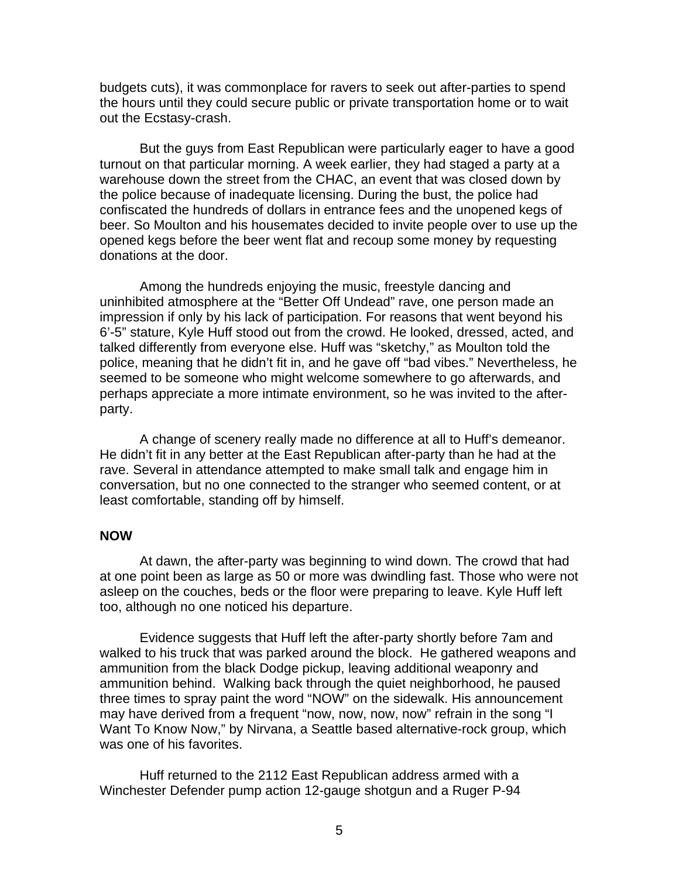budgets cuts), it was commonplace for ravers to seek out after-parties to spend the hours until they could secure public or private transportation home or to wait out the Ecstasy-crash.

But the guys from East Republican were particularly eager to have a good turnout on that particular morning. A week earlier, they had staged a party at a warehouse down the street from the CHAC, an event that was closed down by the police because of inadequate licensing. During the bust, the police had confiscated the hundreds of dollars in entrance fees and the unopened kegs of beer. So Moulton and his housemates decided to invite people over to use up the opened kegs before the beer went flat and recoup some money by requesting donations at the door.

Among the hundreds enjoying the music, freestyle dancing and uninhibited atmosphere at the "Better Off Undead" rave, one person made an impression if only by his lack of participation. For reasons that went beyond his 6'-5" stature, Kyle Huff stood out from the crowd. He looked, dressed, acted, and talked differently from everyone else. Huff was "sketchy," as Moulton told the police, meaning that he didn't fit in, and he gave off "bad vibes." Nevertheless, he seemed to be someone who might welcome somewhere to go afterwards, and perhaps appreciate a more intimate environment, so he was invited to the after-party.

A change of scenery really made no difference at all to Huff's demeanor. He didn't fit in any better at the East Republican after-party than he had at the rave. Several in attendance attempted to make small talk and engage him in conversation, but no one connected to the stranger who seemed content, or at least comfortable, standing off by himself.

**NOW**

At dawn, the after-party was beginning to wind down. The crowd that had at one point been as large as 50 or more was dwindling fast. Those who were not asleep on the couches, beds or the floor were preparing to leave. Kyle Huff left too, although no one noticed his departure.

Evidence suggests that Huff left the after-party shortly before 7am and walked to his truck that was parked around the block. He gathered weapons and ammunition from the black Dodge pickup, leaving additional weaponry and ammunition behind. Walking back through the quiet neighborhood, he paused three times to spray paint the word "NOW" on the sidewalk. His announcement may have derived from a frequent "now, now, now, now" refrain in the song "I Want To Know Now," by Nirvana, a Seattle based alternative-rock group, which was one of his favorites.

Huff returned to the 2112 East Republican address armed with a Winchester Defender pump action 12-gauge shotgun and a Ruger P-94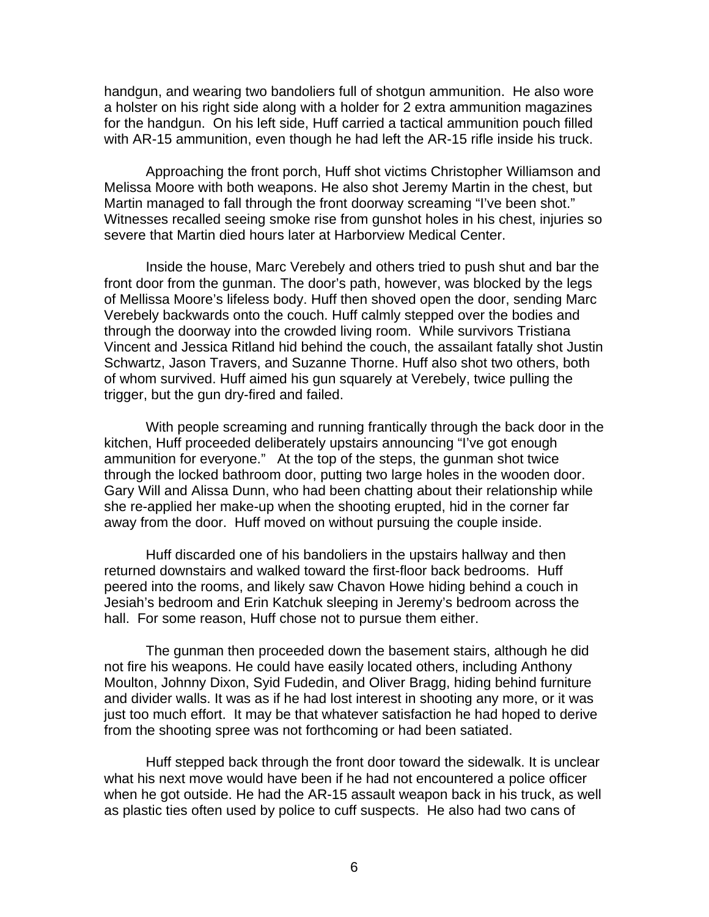handgun, and wearing two bandoliers full of shotgun ammunition. He also wore a holster on his right side along with a holder for 2 extra ammunition magazines for the handgun. On his left side, Huff carried a tactical ammunition pouch filled with AR-15 ammunition, even though he had left the AR-15 rifle inside his truck.

Approaching the front porch, Huff shot victims Christopher Williamson and Melissa Moore with both weapons. He also shot Jeremy Martin in the chest, but Martin managed to fall through the front doorway screaming "I've been shot." Witnesses recalled seeing smoke rise from gunshot holes in his chest, injuries so severe that Martin died hours later at Harborview Medical Center.

Inside the house, Marc Verebely and others tried to push shut and bar the front door from the gunman. The door's path, however, was blocked by the legs of Mellissa Moore's lifeless body. Huff then shoved open the door, sending Marc Verebely backwards onto the couch. Huff calmly stepped over the bodies and through the doorway into the crowded living room. While survivors Tristiana Vincent and Jessica Ritland hid behind the couch, the assailant fatally shot Justin Schwartz, Jason Travers, and Suzanne Thorne. Huff also shot two others, both of whom survived. Huff aimed his gun squarely at Verebely, twice pulling the trigger, but the gun dry-fired and failed.

With people screaming and running frantically through the back door in the kitchen, Huff proceeded deliberately upstairs announcing "I've got enough ammunition for everyone." At the top of the steps, the gunman shot twice through the locked bathroom door, putting two large holes in the wooden door. Gary Will and Alissa Dunn, who had been chatting about their relationship while she re-applied her make-up when the shooting erupted, hid in the corner far away from the door. Huff moved on without pursuing the couple inside.

Huff discarded one of his bandoliers in the upstairs hallway and then returned downstairs and walked toward the first-floor back bedrooms. Huff peered into the rooms, and likely saw Chavon Howe hiding behind a couch in Jesiah's bedroom and Erin Katchuk sleeping in Jeremy's bedroom across the hall. For some reason, Huff chose not to pursue them either.

The gunman then proceeded down the basement stairs, although he did not fire his weapons. He could have easily located others, including Anthony Moulton, Johnny Dixon, Syid Fudedin, and Oliver Bragg, hiding behind furniture and divider walls. It was as if he had lost interest in shooting any more, or it was just too much effort. It may be that whatever satisfaction he had hoped to derive from the shooting spree was not forthcoming or had been satiated.

Huff stepped back through the front door toward the sidewalk. It is unclear what his next move would have been if he had not encountered a police officer when he got outside. He had the AR-15 assault weapon back in his truck, as well as plastic ties often used by police to cuff suspects. He also had two cans of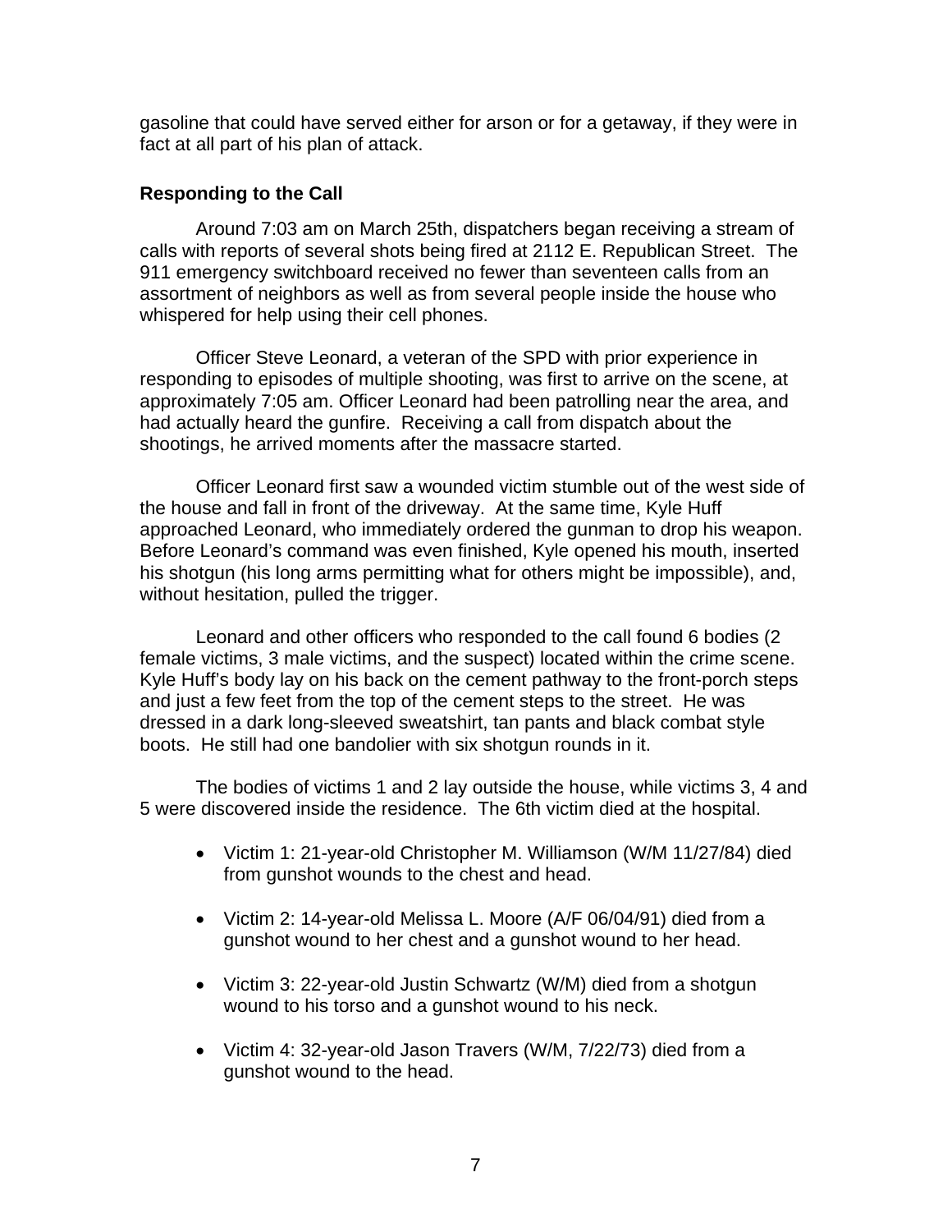gasoline that could have served either for arson or for a getaway, if they were in fact at all part of his plan of attack.

### Responding to the Call

Around 7:03 am on March 25th, dispatchers began receiving a stream of calls with reports of several shots being fired at 2112 E. Republican Street. The 911 emergency switchboard received no fewer than seventeen calls from an assortment of neighbors as well as from several people inside the house who whispered for help using their cell phones.

Officer Steve Leonard, a veteran of the SPD with prior experience in responding to episodes of multiple shooting, was first to arrive on the scene, at approximately 7:05 am. Officer Leonard had been patrolling near the area, and had actually heard the gunfire. Receiving a call from dispatch about the shootings, he arrived moments after the massacre started.

Officer Leonard first saw a wounded victim stumble out of the west side of the house and fall in front of the driveway. At the same time, Kyle Huff approached Leonard, who immediately ordered the gunman to drop his weapon. Before Leonard's command was even finished, Kyle opened his mouth, inserted his shotgun (his long arms permitting what for others might be impossible), and, without hesitation, pulled the trigger.

Leonard and other officers who responded to the call found 6 bodies (2 female victims, 3 male victims, and the suspect) located within the crime scene. Kyle Huff's body lay on his back on the cement pathway to the front-porch steps and just a few feet from the top of the cement steps to the street. He was dressed in a dark long-sleeved sweatshirt, tan pants and black combat style boots. He still had one bandolier with six shotgun rounds in it.

The bodies of victims 1 and 2 lay outside the house, while victims 3, 4 and 5 were discovered inside the residence. The 6th victim died at the hospital.

- Victim 1: 21-year-old Christopher M. Williamson (W/M 11/27/84) died from gunshot wounds to the chest and head.
- Victim 2: 14-year-old Melissa L. Moore (A/F 06/04/91) died from a gunshot wound to her chest and a gunshot wound to her head.
- Victim 3: 22-year-old Justin Schwartz (W/M) died from a shotgun wound to his torso and a gunshot wound to his neck.
- Victim 4: 32-year-old Jason Travers (W/M, 7/22/73) died from a gunshot wound to the head.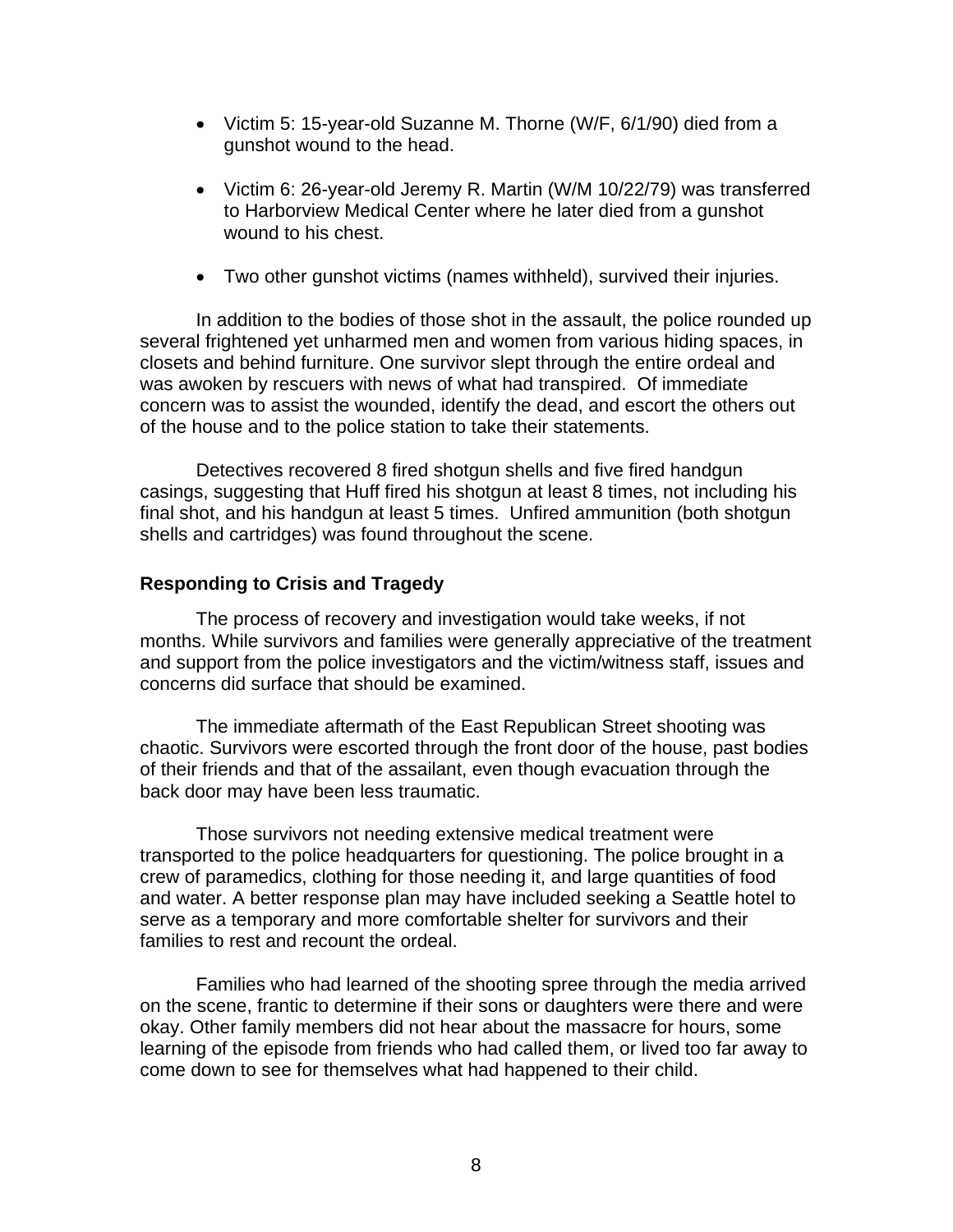- Victim 5: 15-year-old Suzanne M. Thorne (W/F, 6/1/90) died from a gunshot wound to the head.
- Victim 6: 26-year-old Jeremy R. Martin (W/M 10/22/79) was transferred to Harborview Medical Center where he later died from a gunshot wound to his chest.
- Two other gunshot victims (names withheld), survived their injuries.

In addition to the bodies of those shot in the assault, the police rounded up several frightened yet unharmed men and women from various hiding spaces, in closets and behind furniture. One survivor slept through the entire ordeal and was awoken by rescuers with news of what had transpired. Of immediate concern was to assist the wounded, identify the dead, and escort the others out of the house and to the police station to take their statements.

Detectives recovered 8 fired shotgun shells and five fired handgun casings, suggesting that Huff fired his shotgun at least 8 times, not including his final shot, and his handgun at least 5 times. Unfired ammunition (both shotgun shells and cartridges) was found throughout the scene.

**Responding to Crisis and Tragedy**

The process of recovery and investigation would take weeks, if not months. While survivors and families were generally appreciative of the treatment and support from the police investigators and the victim/witness staff, issues and concerns did surface that should be examined.

The immediate aftermath of the East Republican Street shooting was chaotic. Survivors were escorted through the front door of the house, past bodies of their friends and that of the assailant, even though evacuation through the back door may have been less traumatic.

Those survivors not needing extensive medical treatment were transported to the police headquarters for questioning. The police brought in a crew of paramedics, clothing for those needing it, and large quantities of food and water. A better response plan may have included seeking a Seattle hotel to serve as a temporary and more comfortable shelter for survivors and their families to rest and recount the ordeal.

Families who had learned of the shooting spree through the media arrived on the scene, frantic to determine if their sons or daughters were there and were okay. Other family members did not hear about the massacre for hours, some learning of the episode from friends who had called them, or lived too far away to come down to see for themselves what had happened to their child.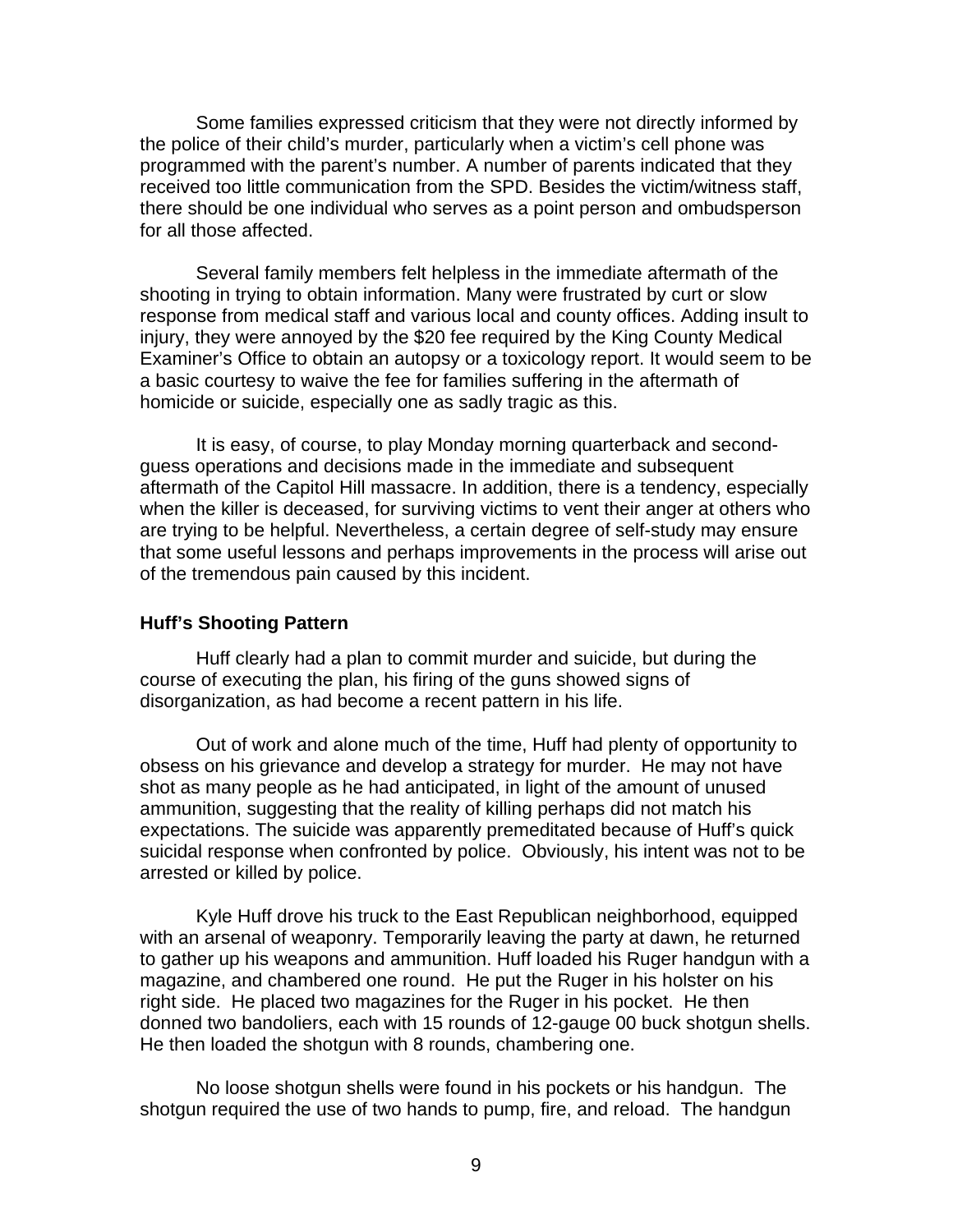Some families expressed criticism that they were not directly informed by the police of their child's murder, particularly when a victim's cell phone was programmed with the parent's number. A number of parents indicated that they received too little communication from the SPD. Besides the victim/witness staff, there should be one individual who serves as a point person and ombudsperson for all those affected.

Several family members felt helpless in the immediate aftermath of the shooting in trying to obtain information. Many were frustrated by curt or slow response from medical staff and various local and county offices. Adding insult to injury, they were annoyed by the $20 fee required by the King County Medical Examiner's Office to obtain an autopsy or a toxicology report. It would seem to be a basic courtesy to waive the fee for families suffering in the aftermath of homicide or suicide, especially one as sadly tragic as this.

It is easy, of course, to play Monday morning quarterback and second-guess operations and decisions made in the immediate and subsequent aftermath of the Capitol Hill massacre. In addition, there is a tendency, especially when the killer is deceased, for surviving victims to vent their anger at others who are trying to be helpful. Nevertheless, a certain degree of self-study may ensure that some useful lessons and perhaps improvements in the process will arise out of the tremendous pain caused by this incident.

**Huff's Shooting Pattern**

Huff clearly had a plan to commit murder and suicide, but during the course of executing the plan, his firing of the guns showed signs of disorganization, as had become a recent pattern in his life.

Out of work and alone much of the time, Huff had plenty of opportunity to obsess on his grievance and develop a strategy for murder. He may not have shot as many people as he had anticipated, in light of the amount of unused ammunition, suggesting that the reality of killing perhaps did not match his expectations. The suicide was apparently premeditated because of Huff's quick suicidal response when confronted by police. Obviously, his intent was not to be arrested or killed by police.

Kyle Huff drove his truck to the East Republican neighborhood, equipped with an arsenal of weaponry. Temporarily leaving the party at dawn, he returned to gather up his weapons and ammunition. Huff loaded his Ruger handgun with a magazine, and chambered one round. He put the Ruger in his holster on his right side. He placed two magazines for the Ruger in his pocket. He then donned two bandoliers, each with 15 rounds of 12-gauge 00 buck shotgun shells. He then loaded the shotgun with 8 rounds, chambering one.

No loose shotgun shells were found in his pockets or his handgun. The shotgun required the use of two hands to pump, fire, and reload. The handgun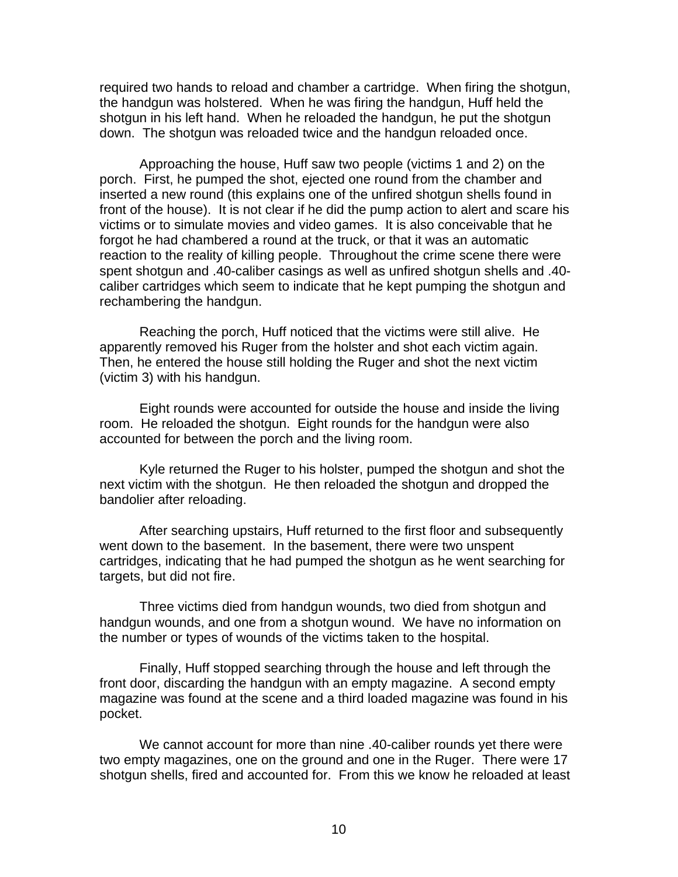required two hands to reload and chamber a cartridge. When firing the shotgun, the handgun was holstered. When he was firing the handgun, Huff held the shotgun in his left hand. When he reloaded the handgun, he put the shotgun down. The shotgun was reloaded twice and the handgun reloaded once.

Approaching the house, Huff saw two people (victims 1 and 2) on the porch. First, he pumped the shot, ejected one round from the chamber and inserted a new round (this explains one of the unfired shotgun shells found in front of the house). It is not clear if he did the pump action to alert and scare his victims or to simulate movies and video games. It is also conceivable that he forgot he had chambered a round at the truck, or that it was an automatic reaction to the reality of killing people. Throughout the crime scene there were spent shotgun and .40-caliber casings as well as unfired shotgun shells and .40-caliber cartridges which seem to indicate that he kept pumping the shotgun and rechambering the handgun.

Reaching the porch, Huff noticed that the victims were still alive. He apparently removed his Ruger from the holster and shot each victim again. Then, he entered the house still holding the Ruger and shot the next victim (victim 3) with his handgun.

Eight rounds were accounted for outside the house and inside the living room. He reloaded the shotgun. Eight rounds for the handgun were also accounted for between the porch and the living room.

Kyle returned the Ruger to his holster, pumped the shotgun and shot the next victim with the shotgun. He then reloaded the shotgun and dropped the bandolier after reloading.

After searching upstairs, Huff returned to the first floor and subsequently went down to the basement. In the basement, there were two unspent cartridges, indicating that he had pumped the shotgun as he went searching for targets, but did not fire.

Three victims died from handgun wounds, two died from shotgun and handgun wounds, and one from a shotgun wound. We have no information on the number or types of wounds of the victims taken to the hospital.

Finally, Huff stopped searching through the house and left through the front door, discarding the handgun with an empty magazine. A second empty magazine was found at the scene and a third loaded magazine was found in his pocket.

We cannot account for more than nine .40-caliber rounds yet there were two empty magazines, one on the ground and one in the Ruger. There were 17 shotgun shells, fired and accounted for. From this we know he reloaded at least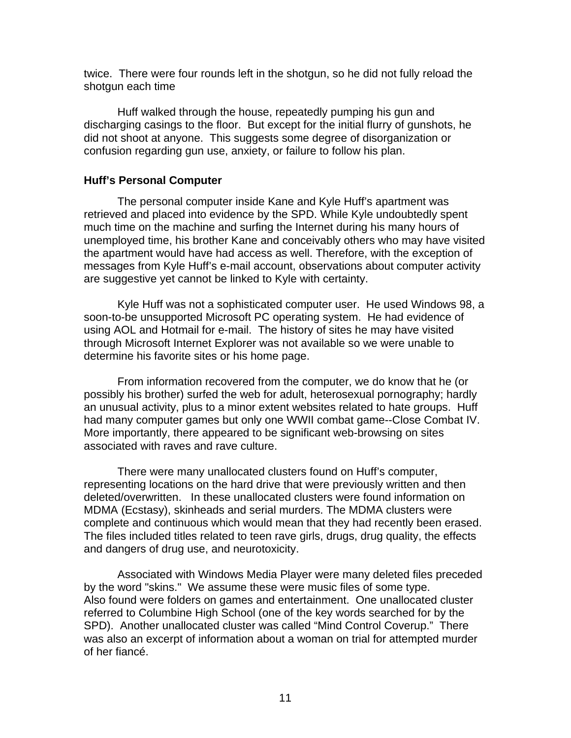twice. There were four rounds left in the shotgun, so he did not fully reload the shotgun each time

Huff walked through the house, repeatedly pumping his gun and discharging casings to the floor. But except for the initial flurry of gunshots, he did not shoot at anyone. This suggests some degree of disorganization or confusion regarding gun use, anxiety, or failure to follow his plan.

**Huff's Personal Computer**

The personal computer inside Kane and Kyle Huff's apartment was retrieved and placed into evidence by the SPD. While Kyle undoubtedly spent much time on the machine and surfing the Internet during his many hours of unemployed time, his brother Kane and conceivably others who may have visited the apartment would have had access as well. Therefore, with the exception of messages from Kyle Huff's e-mail account, observations about computer activity are suggestive yet cannot be linked to Kyle with certainty.

Kyle Huff was not a sophisticated computer user. He used Windows 98, a soon-to-be unsupported Microsoft PC operating system. He had evidence of using AOL and Hotmail for e-mail. The history of sites he may have visited through Microsoft Internet Explorer was not available so we were unable to determine his favorite sites or his home page.

From information recovered from the computer, we do know that he (or possibly his brother) surfed the web for adult, heterosexual pornography; hardly an unusual activity, plus to a minor extent websites related to hate groups. Huff had many computer games but only one WWII combat game--Close Combat IV. More importantly, there appeared to be significant web-browsing on sites associated with raves and rave culture.

There were many unallocated clusters found on Huff's computer, representing locations on the hard drive that were previously written and then deleted/overwritten. In these unallocated clusters were found information on MDMA (Ecstasy), skinheads and serial murders. The MDMA clusters were complete and continuous which would mean that they had recently been erased. The files included titles related to teen rave girls, drugs, drug quality, the effects and dangers of drug use, and neurotoxicity.

Associated with Windows Media Player were many deleted files preceded by the word "skins." We assume these were music files of some type. Also found were folders on games and entertainment. One unallocated cluster referred to Columbine High School (one of the key words searched for by the SPD). Another unallocated cluster was called "Mind Control Coverup." There was also an excerpt of information about a woman on trial for attempted murder of her fiancé.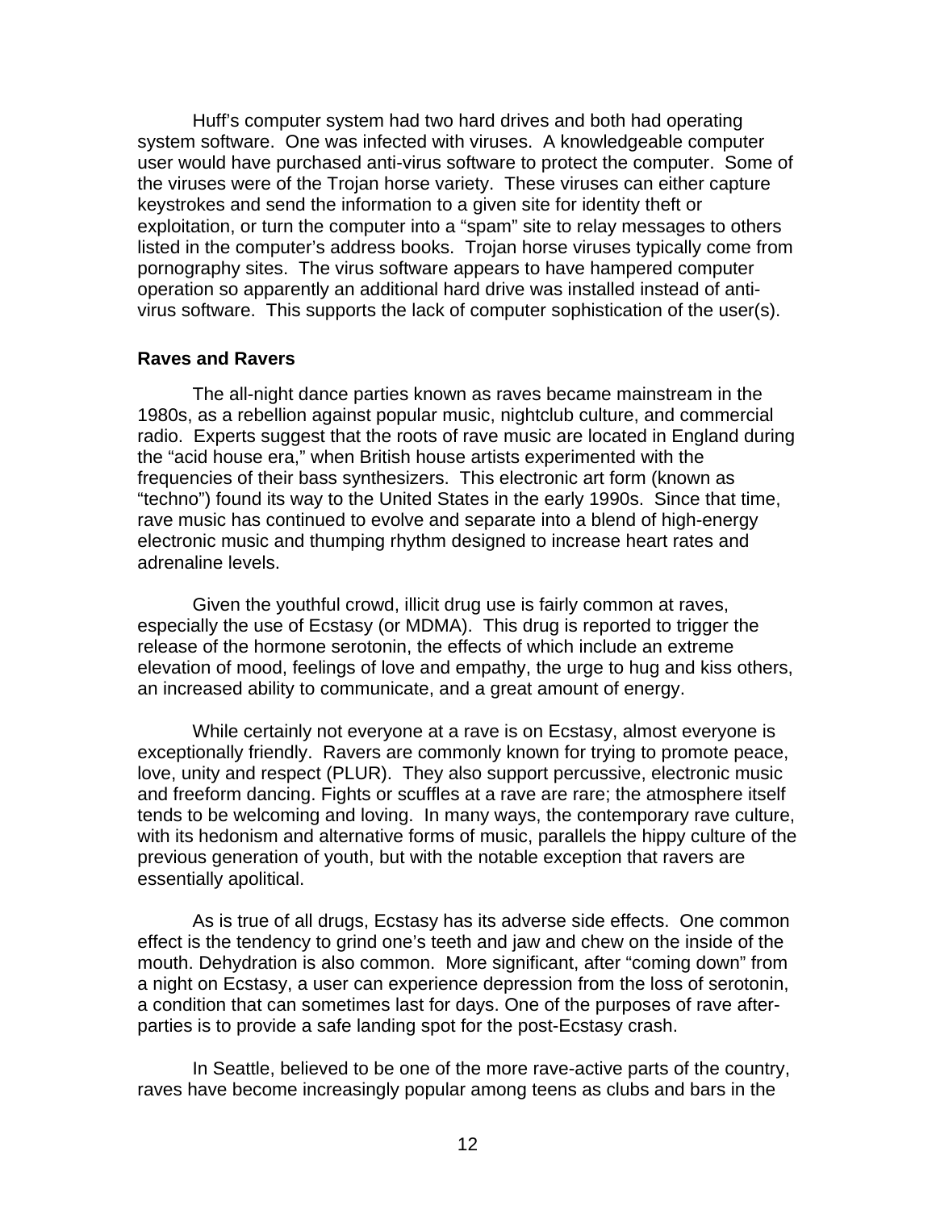Huff's computer system had two hard drives and both had operating system software. One was infected with viruses. A knowledgeable computer user would have purchased anti-virus software to protect the computer. Some of the viruses were of the Trojan horse variety. These viruses can either capture keystrokes and send the information to a given site for identity theft or exploitation, or turn the computer into a "spam" site to relay messages to others listed in the computer's address books. Trojan horse viruses typically come from pornography sites. The virus software appears to have hampered computer operation so apparently an additional hard drive was installed instead of anti-virus software. This supports the lack of computer sophistication of the user(s).

**Raves and Ravers**

The all-night dance parties known as raves became mainstream in the 1980s, as a rebellion against popular music, nightclub culture, and commercial radio. Experts suggest that the roots of rave music are located in England during the "acid house era," when British house artists experimented with the frequencies of their bass synthesizers. This electronic art form (known as "techno") found its way to the United States in the early 1990s. Since that time, rave music has continued to evolve and separate into a blend of high-energy electronic music and thumping rhythm designed to increase heart rates and adrenaline levels.

Given the youthful crowd, illicit drug use is fairly common at raves, especially the use of Ecstasy (or MDMA). This drug is reported to trigger the release of the hormone serotonin, the effects of which include an extreme elevation of mood, feelings of love and empathy, the urge to hug and kiss others, an increased ability to communicate, and a great amount of energy.

While certainly not everyone at a rave is on Ecstasy, almost everyone is exceptionally friendly. Ravers are commonly known for trying to promote peace, love, unity and respect (PLUR). They also support percussive, electronic music and freeform dancing. Fights or scuffles at a rave are rare; the atmosphere itself tends to be welcoming and loving. In many ways, the contemporary rave culture, with its hedonism and alternative forms of music, parallels the hippy culture of the previous generation of youth, but with the notable exception that ravers are essentially apolitical.

As is true of all drugs, Ecstasy has its adverse side effects. One common effect is the tendency to grind one's teeth and jaw and chew on the inside of the mouth. Dehydration is also common. More significant, after "coming down" from a night on Ecstasy, a user can experience depression from the loss of serotonin, a condition that can sometimes last for days. One of the purposes of rave after-parties is to provide a safe landing spot for the post-Ecstasy crash.

In Seattle, believed to be one of the more rave-active parts of the country, raves have become increasingly popular among teens as clubs and bars in the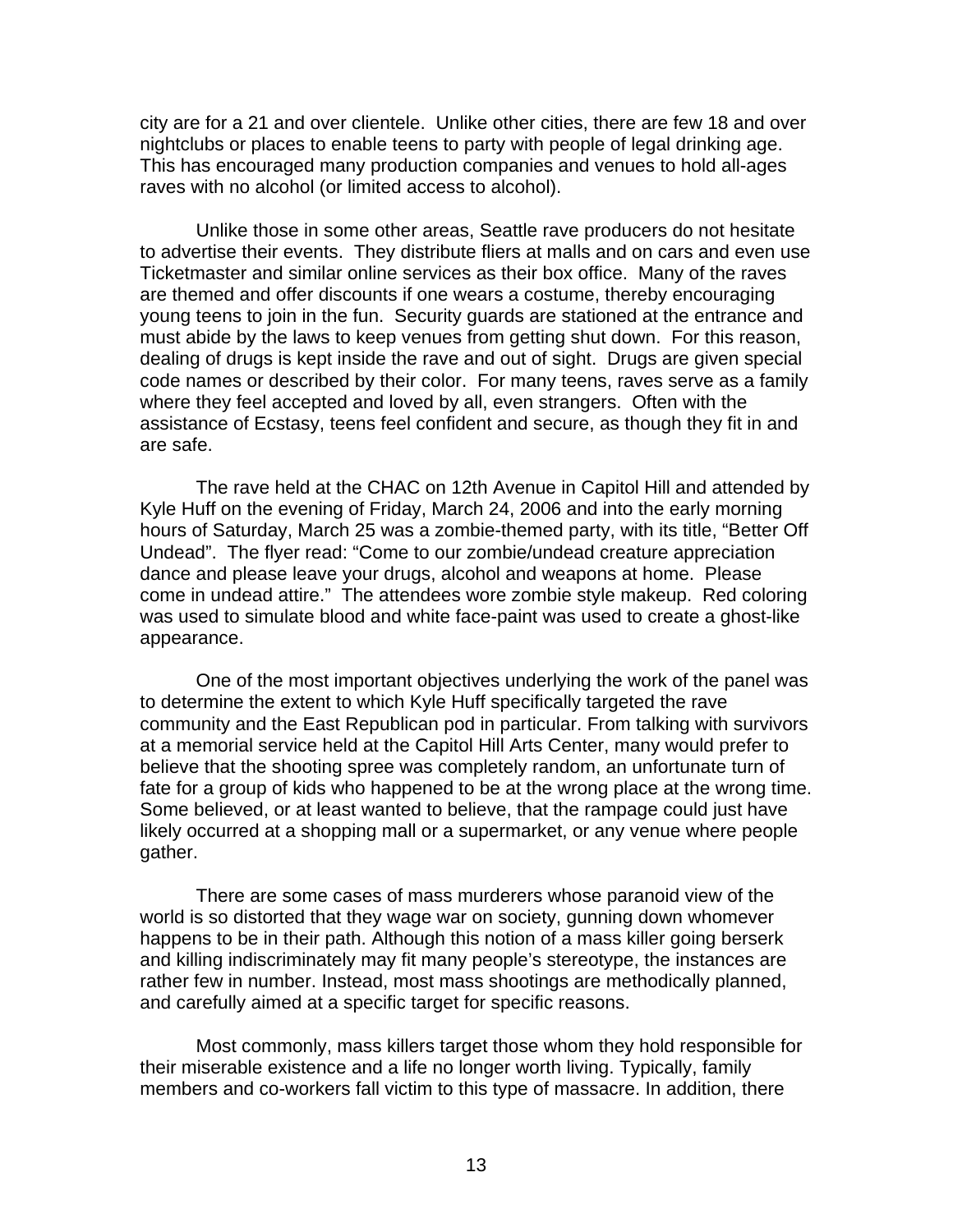city are for a 21 and over clientele. Unlike other cities, there are few 18 and over nightclubs or places to enable teens to party with people of legal drinking age. This has encouraged many production companies and venues to hold all-ages raves with no alcohol (or limited access to alcohol).

Unlike those in some other areas, Seattle rave producers do not hesitate to advertise their events. They distribute fliers at malls and on cars and even use Ticketmaster and similar online services as their box office. Many of the raves are themed and offer discounts if one wears a costume, thereby encouraging young teens to join in the fun. Security guards are stationed at the entrance and must abide by the laws to keep venues from getting shut down. For this reason, dealing of drugs is kept inside the rave and out of sight. Drugs are given special code names or described by their color. For many teens, raves serve as a family where they feel accepted and loved by all, even strangers. Often with the assistance of Ecstasy, teens feel confident and secure, as though they fit in and are safe.

The rave held at the CHAC on 12th Avenue in Capitol Hill and attended by Kyle Huff on the evening of Friday, March 24, 2006 and into the early morning hours of Saturday, March 25 was a zombie-themed party, with its title, "Better Off Undead". The flyer read: "Come to our zombie/undead creature appreciation dance and please leave your drugs, alcohol and weapons at home. Please come in undead attire." The attendees wore zombie style makeup. Red coloring was used to simulate blood and white face-paint was used to create a ghost-like appearance.

One of the most important objectives underlying the work of the panel was to determine the extent to which Kyle Huff specifically targeted the rave community and the East Republican pod in particular. From talking with survivors at a memorial service held at the Capitol Hill Arts Center, many would prefer to believe that the shooting spree was completely random, an unfortunate turn of fate for a group of kids who happened to be at the wrong place at the wrong time. Some believed, or at least wanted to believe, that the rampage could just have likely occurred at a shopping mall or a supermarket, or any venue where people gather.

There are some cases of mass murderers whose paranoid view of the world is so distorted that they wage war on society, gunning down whomever happens to be in their path. Although this notion of a mass killer going berserk and killing indiscriminately may fit many people's stereotype, the instances are rather few in number. Instead, most mass shootings are methodically planned, and carefully aimed at a specific target for specific reasons.

Most commonly, mass killers target those whom they hold responsible for their miserable existence and a life no longer worth living. Typically, family members and co-workers fall victim to this type of massacre. In addition, there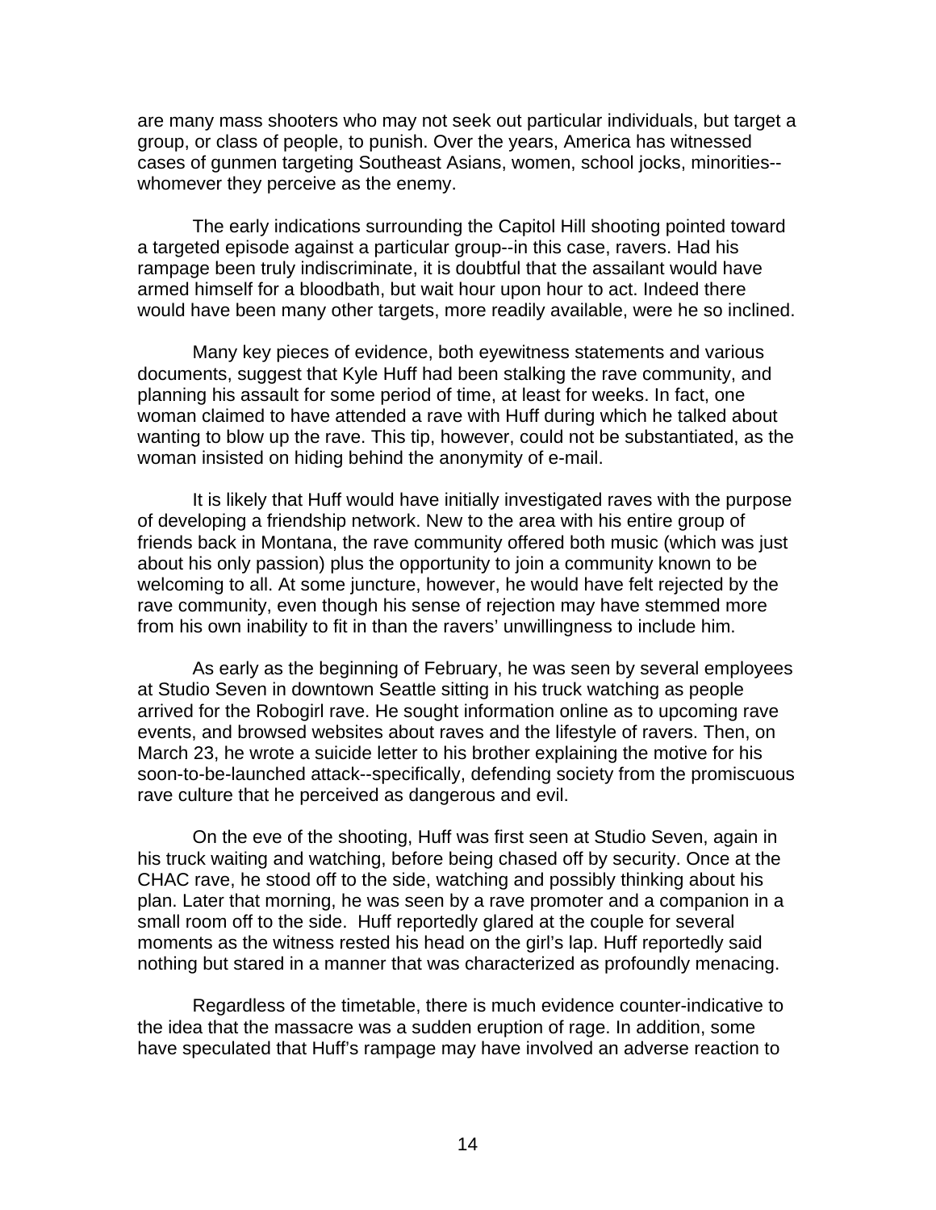are many mass shooters who may not seek out particular individuals, but target a group, or class of people, to punish. Over the years, America has witnessed cases of gunmen targeting Southeast Asians, women, school jocks, minorities--whomever they perceive as the enemy.

The early indications surrounding the Capitol Hill shooting pointed toward a targeted episode against a particular group--in this case, ravers. Had his rampage been truly indiscriminate, it is doubtful that the assailant would have armed himself for a bloodbath, but wait hour upon hour to act. Indeed there would have been many other targets, more readily available, were he so inclined.

Many key pieces of evidence, both eyewitness statements and various documents, suggest that Kyle Huff had been stalking the rave community, and planning his assault for some period of time, at least for weeks. In fact, one woman claimed to have attended a rave with Huff during which he talked about wanting to blow up the rave. This tip, however, could not be substantiated, as the woman insisted on hiding behind the anonymity of e-mail.

It is likely that Huff would have initially investigated raves with the purpose of developing a friendship network. New to the area with his entire group of friends back in Montana, the rave community offered both music (which was just about his only passion) plus the opportunity to join a community known to be welcoming to all. At some juncture, however, he would have felt rejected by the rave community, even though his sense of rejection may have stemmed more from his own inability to fit in than the ravers' unwillingness to include him.

As early as the beginning of February, he was seen by several employees at Studio Seven in downtown Seattle sitting in his truck watching as people arrived for the Robogirl rave. He sought information online as to upcoming rave events, and browsed websites about raves and the lifestyle of ravers. Then, on March 23, he wrote a suicide letter to his brother explaining the motive for his soon-to-be-launched attack--specifically, defending society from the promiscuous rave culture that he perceived as dangerous and evil.

On the eve of the shooting, Huff was first seen at Studio Seven, again in his truck waiting and watching, before being chased off by security. Once at the CHAC rave, he stood off to the side, watching and possibly thinking about his plan. Later that morning, he was seen by a rave promoter and a companion in a small room off to the side. Huff reportedly glared at the couple for several moments as the witness rested his head on the girl's lap. Huff reportedly said nothing but stared in a manner that was characterized as profoundly menacing.

Regardless of the timetable, there is much evidence counter-indicative to the idea that the massacre was a sudden eruption of rage. In addition, some have speculated that Huff's rampage may have involved an adverse reaction to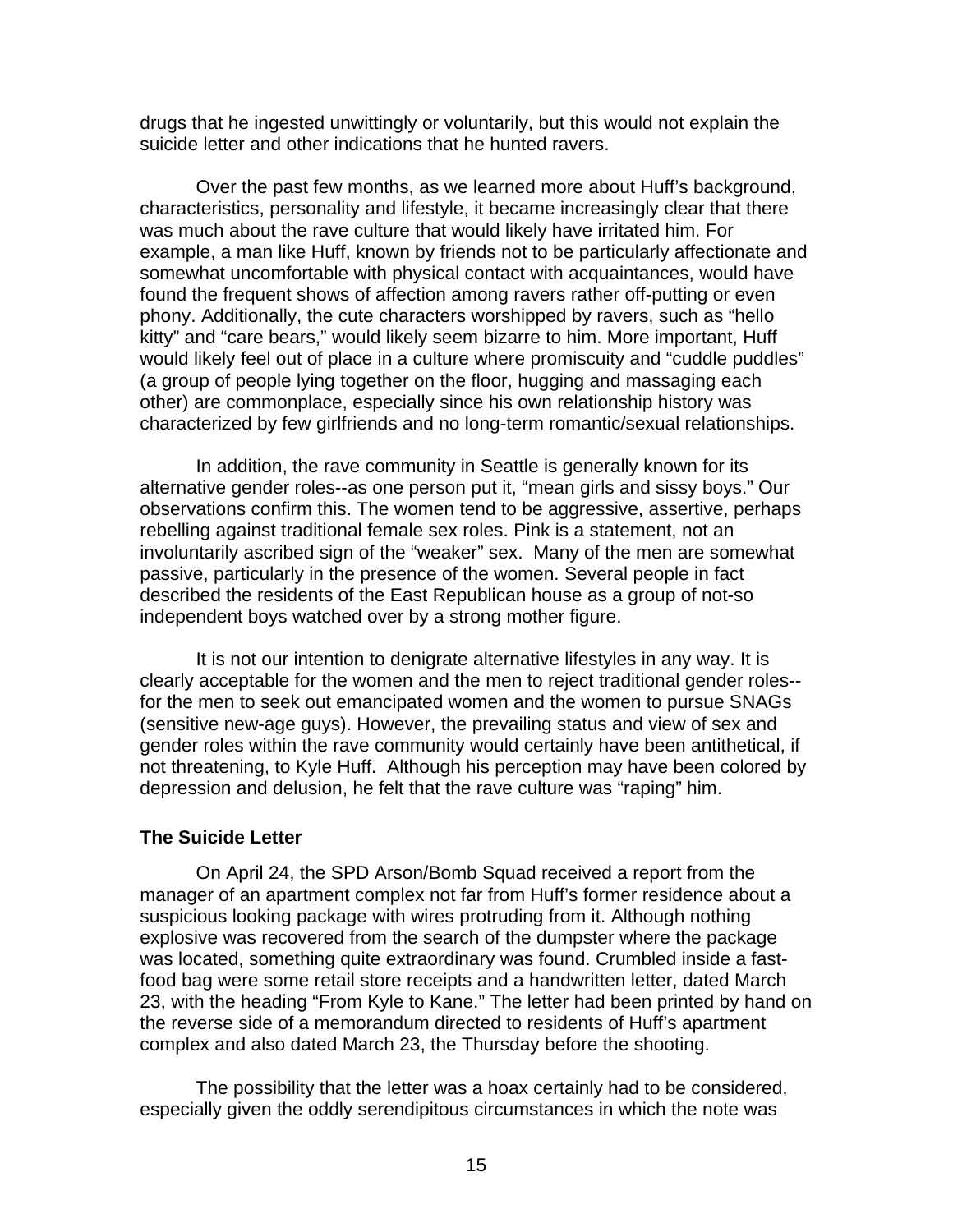drugs that he ingested unwittingly or voluntarily, but this would not explain the suicide letter and other indications that he hunted ravers.

Over the past few months, as we learned more about Huff's background, characteristics, personality and lifestyle, it became increasingly clear that there was much about the rave culture that would likely have irritated him. For example, a man like Huff, known by friends not to be particularly affectionate and somewhat uncomfortable with physical contact with acquaintances, would have found the frequent shows of affection among ravers rather off-putting or even phony. Additionally, the cute characters worshipped by ravers, such as "hello kitty" and "care bears," would likely seem bizarre to him. More important, Huff would likely feel out of place in a culture where promiscuity and "cuddle puddles" (a group of people lying together on the floor, hugging and massaging each other) are commonplace, especially since his own relationship history was characterized by few girlfriends and no long-term romantic/sexual relationships.

In addition, the rave community in Seattle is generally known for its alternative gender roles--as one person put it, "mean girls and sissy boys." Our observations confirm this. The women tend to be aggressive, assertive, perhaps rebelling against traditional female sex roles. Pink is a statement, not an involuntarily ascribed sign of the "weaker" sex. Many of the men are somewhat passive, particularly in the presence of the women. Several people in fact described the residents of the East Republican house as a group of not-so independent boys watched over by a strong mother figure.

It is not our intention to denigrate alternative lifestyles in any way. It is clearly acceptable for the women and the men to reject traditional gender roles--for the men to seek out emancipated women and the women to pursue SNAGs (sensitive new-age guys). However, the prevailing status and view of sex and gender roles within the rave community would certainly have been antithetical, if not threatening, to Kyle Huff. Although his perception may have been colored by depression and delusion, he felt that the rave culture was "raping" him.

**The Suicide Letter**

On April 24, the SPD Arson/Bomb Squad received a report from the manager of an apartment complex not far from Huff's former residence about a suspicious looking package with wires protruding from it. Although nothing explosive was recovered from the search of the dumpster where the package was located, something quite extraordinary was found. Crumbled inside a fast-food bag were some retail store receipts and a handwritten letter, dated March 23, with the heading "From Kyle to Kane." The letter had been printed by hand on the reverse side of a memorandum directed to residents of Huff's apartment complex and also dated March 23, the Thursday before the shooting.

The possibility that the letter was a hoax certainly had to be considered, especially given the oddly serendipitous circumstances in which the note was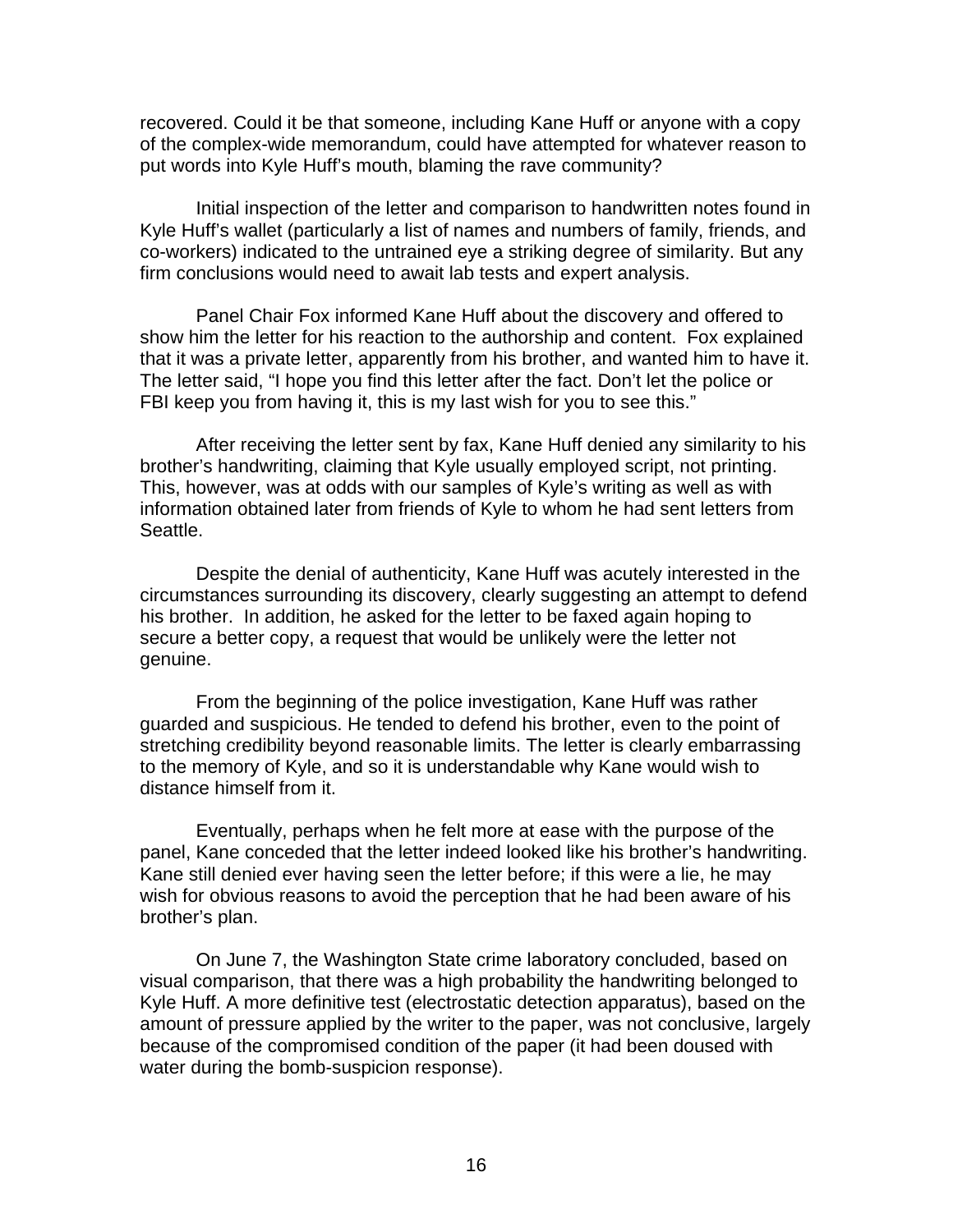recovered. Could it be that someone, including Kane Huff or anyone with a copy of the complex-wide memorandum, could have attempted for whatever reason to put words into Kyle Huff's mouth, blaming the rave community?

Initial inspection of the letter and comparison to handwritten notes found in Kyle Huff's wallet (particularly a list of names and numbers of family, friends, and co-workers) indicated to the untrained eye a striking degree of similarity. But any firm conclusions would need to await lab tests and expert analysis.

Panel Chair Fox informed Kane Huff about the discovery and offered to show him the letter for his reaction to the authorship and content. Fox explained that it was a private letter, apparently from his brother, and wanted him to have it. The letter said, "I hope you find this letter after the fact. Don't let the police or FBI keep you from having it, this is my last wish for you to see this."

After receiving the letter sent by fax, Kane Huff denied any similarity to his brother's handwriting, claiming that Kyle usually employed script, not printing. This, however, was at odds with our samples of Kyle's writing as well as with information obtained later from friends of Kyle to whom he had sent letters from Seattle.

Despite the denial of authenticity, Kane Huff was acutely interested in the circumstances surrounding its discovery, clearly suggesting an attempt to defend his brother. In addition, he asked for the letter to be faxed again hoping to secure a better copy, a request that would be unlikely were the letter not genuine.

From the beginning of the police investigation, Kane Huff was rather guarded and suspicious. He tended to defend his brother, even to the point of stretching credibility beyond reasonable limits. The letter is clearly embarrassing to the memory of Kyle, and so it is understandable why Kane would wish to distance himself from it.

Eventually, perhaps when he felt more at ease with the purpose of the panel, Kane conceded that the letter indeed looked like his brother's handwriting. Kane still denied ever having seen the letter before; if this were a lie, he may wish for obvious reasons to avoid the perception that he had been aware of his brother's plan.

On June 7, the Washington State crime laboratory concluded, based on visual comparison, that there was a high probability the handwriting belonged to Kyle Huff. A more definitive test (electrostatic detection apparatus), based on the amount of pressure applied by the writer to the paper, was not conclusive, largely because of the compromised condition of the paper (it had been doused with water during the bomb-suspicion response).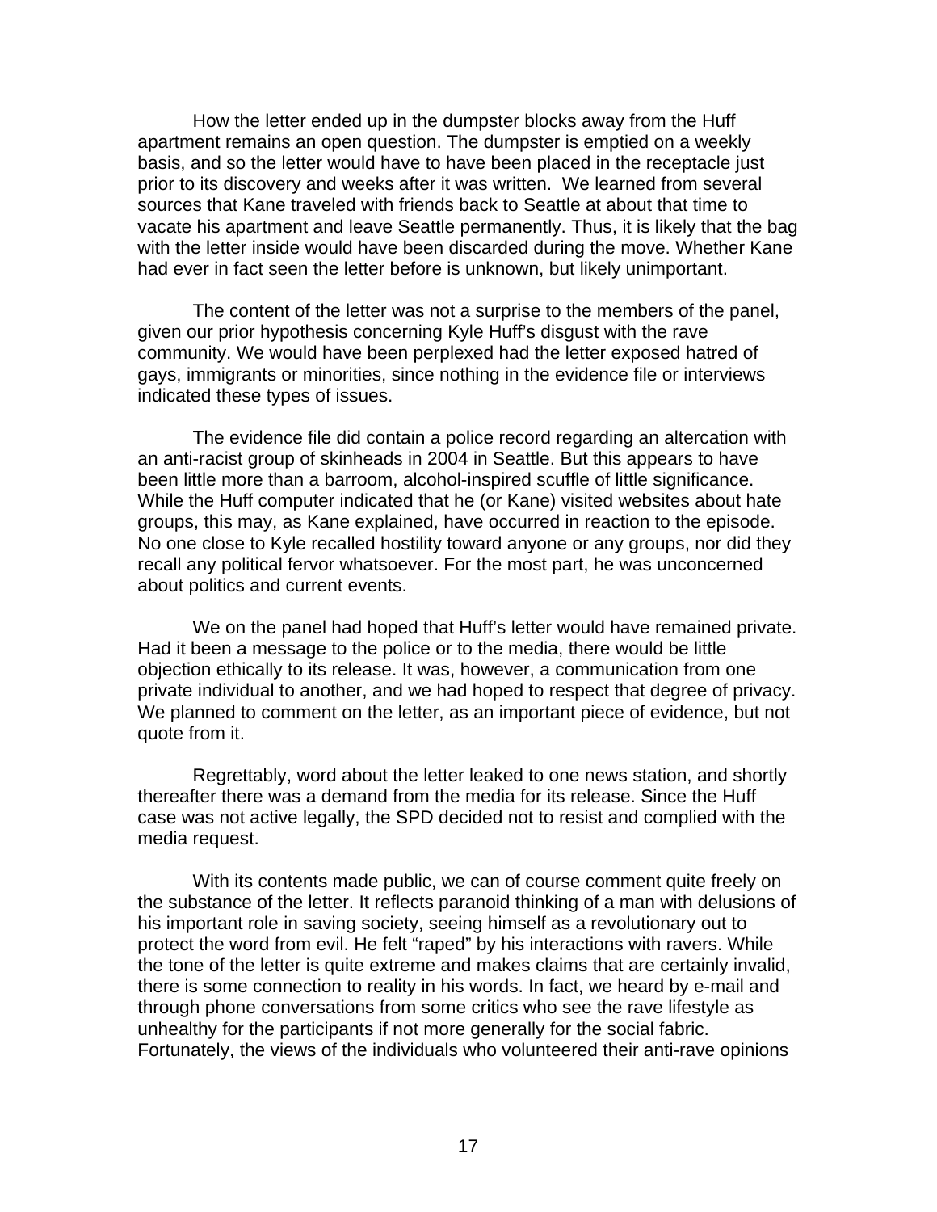How the letter ended up in the dumpster blocks away from the Huff apartment remains an open question. The dumpster is emptied on a weekly basis, and so the letter would have to have been placed in the receptacle just prior to its discovery and weeks after it was written. We learned from several sources that Kane traveled with friends back to Seattle at about that time to vacate his apartment and leave Seattle permanently. Thus, it is likely that the bag with the letter inside would have been discarded during the move. Whether Kane had ever in fact seen the letter before is unknown, but likely unimportant.

The content of the letter was not a surprise to the members of the panel, given our prior hypothesis concerning Kyle Huff's disgust with the rave community. We would have been perplexed had the letter exposed hatred of gays, immigrants or minorities, since nothing in the evidence file or interviews indicated these types of issues.

The evidence file did contain a police record regarding an altercation with an anti-racist group of skinheads in 2004 in Seattle. But this appears to have been little more than a barroom, alcohol-inspired scuffle of little significance. While the Huff computer indicated that he (or Kane) visited websites about hate groups, this may, as Kane explained, have occurred in reaction to the episode. No one close to Kyle recalled hostility toward anyone or any groups, nor did they recall any political fervor whatsoever. For the most part, he was unconcerned about politics and current events.

We on the panel had hoped that Huff's letter would have remained private. Had it been a message to the police or to the media, there would be little objection ethically to its release. It was, however, a communication from one private individual to another, and we had hoped to respect that degree of privacy. We planned to comment on the letter, as an important piece of evidence, but not quote from it.

Regrettably, word about the letter leaked to one news station, and shortly thereafter there was a demand from the media for its release. Since the Huff case was not active legally, the SPD decided not to resist and complied with the media request.

With its contents made public, we can of course comment quite freely on the substance of the letter. It reflects paranoid thinking of a man with delusions of his important role in saving society, seeing himself as a revolutionary out to protect the word from evil. He felt "raped" by his interactions with ravers. While the tone of the letter is quite extreme and makes claims that are certainly invalid, there is some connection to reality in his words. In fact, we heard by e-mail and through phone conversations from some critics who see the rave lifestyle as unhealthy for the participants if not more generally for the social fabric. Fortunately, the views of the individuals who volunteered their anti-rave opinions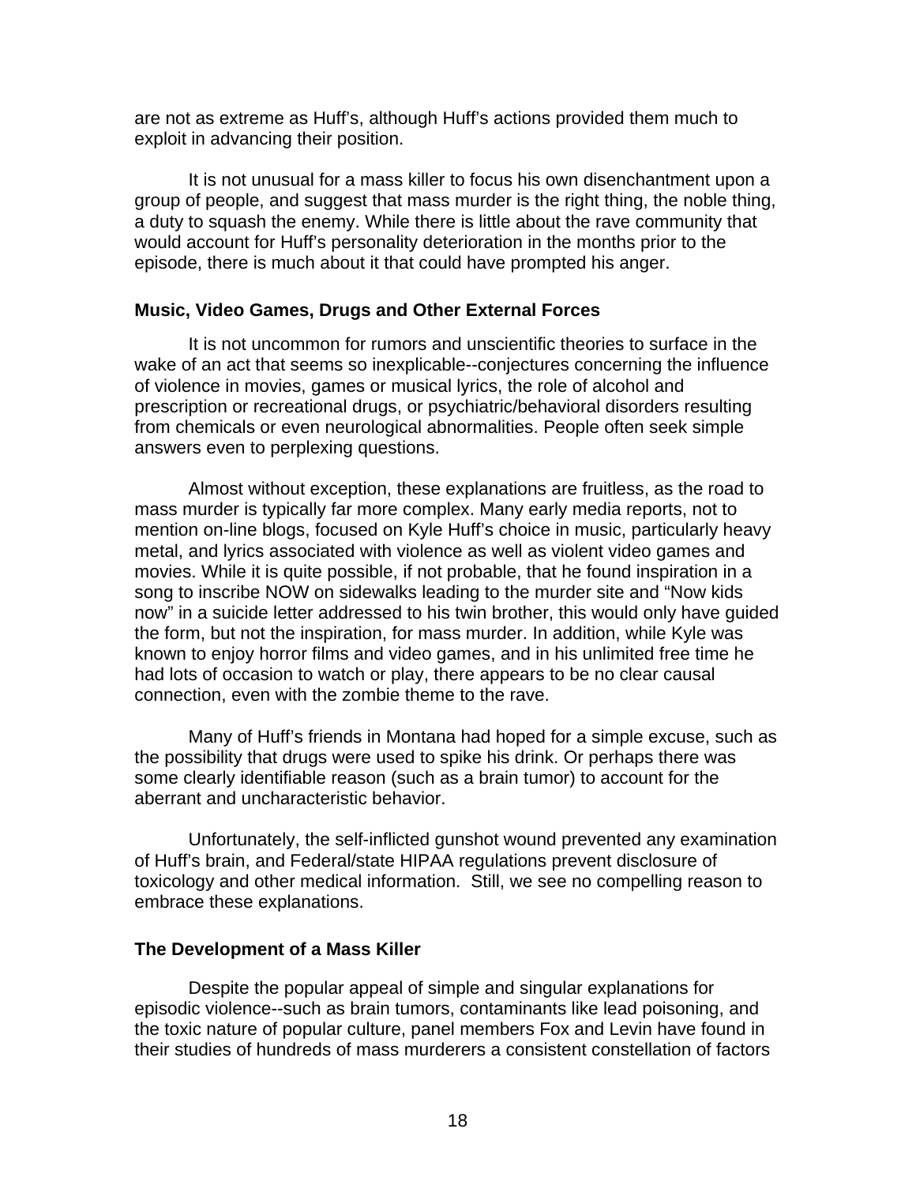are not as extreme as Huff's, although Huff's actions provided them much to exploit in advancing their position.

It is not unusual for a mass killer to focus his own disenchantment upon a group of people, and suggest that mass murder is the right thing, the noble thing, a duty to squash the enemy. While there is little about the rave community that would account for Huff's personality deterioration in the months prior to the episode, there is much about it that could have prompted his anger.

### Music, Video Games, Drugs and Other External Forces

It is not uncommon for rumors and unscientific theories to surface in the wake of an act that seems so inexplicable--conjectures concerning the influence of violence in movies, games or musical lyrics, the role of alcohol and prescription or recreational drugs, or psychiatric/behavioral disorders resulting from chemicals or even neurological abnormalities. People often seek simple answers even to perplexing questions.

Almost without exception, these explanations are fruitless, as the road to mass murder is typically far more complex. Many early media reports, not to mention on-line blogs, focused on Kyle Huff's choice in music, particularly heavy metal, and lyrics associated with violence as well as violent video games and movies. While it is quite possible, if not probable, that he found inspiration in a song to inscribe NOW on sidewalks leading to the murder site and "Now kids now" in a suicide letter addressed to his twin brother, this would only have guided the form, but not the inspiration, for mass murder. In addition, while Kyle was known to enjoy horror films and video games, and in his unlimited free time he had lots of occasion to watch or play, there appears to be no clear causal connection, even with the zombie theme to the rave.

Many of Huff's friends in Montana had hoped for a simple excuse, such as the possibility that drugs were used to spike his drink. Or perhaps there was some clearly identifiable reason (such as a brain tumor) to account for the aberrant and uncharacteristic behavior.

Unfortunately, the self-inflicted gunshot wound prevented any examination of Huff's brain, and Federal/state HIPAA regulations prevent disclosure of toxicology and other medical information. Still, we see no compelling reason to embrace these explanations.

### The Development of a Mass Killer

Despite the popular appeal of simple and singular explanations for episodic violence--such as brain tumors, contaminants like lead poisoning, and the toxic nature of popular culture, panel members Fox and Levin have found in their studies of hundreds of mass murderers a consistent constellation of factors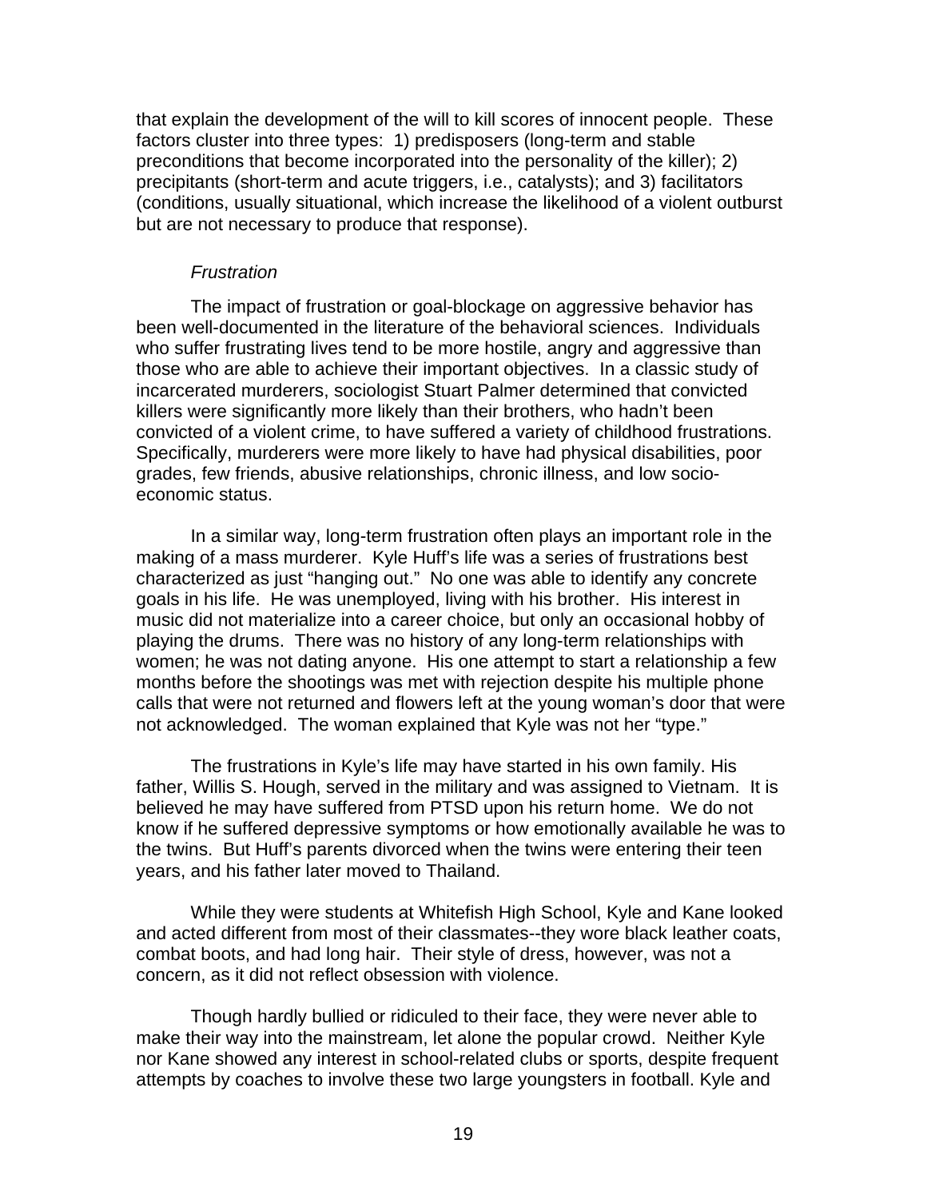that explain the development of the will to kill scores of innocent people. These factors cluster into three types: 1) predisposers (long-term and stable preconditions that become incorporated into the personality of the killer); 2) precipitants (short-term and acute triggers, i.e., catalysts); and 3) facilitators (conditions, usually situational, which increase the likelihood of a violent outburst but are not necessary to produce that response).

*Frustration*

The impact of frustration or goal-blockage on aggressive behavior has been well-documented in the literature of the behavioral sciences. Individuals who suffer frustrating lives tend to be more hostile, angry and aggressive than those who are able to achieve their important objectives. In a classic study of incarcerated murderers, sociologist Stuart Palmer determined that convicted killers were significantly more likely than their brothers, who hadn't been convicted of a violent crime, to have suffered a variety of childhood frustrations. Specifically, murderers were more likely to have had physical disabilities, poor grades, few friends, abusive relationships, chronic illness, and low socio-economic status.

In a similar way, long-term frustration often plays an important role in the making of a mass murderer. Kyle Huff's life was a series of frustrations best characterized as just "hanging out." No one was able to identify any concrete goals in his life. He was unemployed, living with his brother. His interest in music did not materialize into a career choice, but only an occasional hobby of playing the drums. There was no history of any long-term relationships with women; he was not dating anyone. His one attempt to start a relationship a few months before the shootings was met with rejection despite his multiple phone calls that were not returned and flowers left at the young woman's door that were not acknowledged. The woman explained that Kyle was not her "type."

The frustrations in Kyle's life may have started in his own family. His father, Willis S. Hough, served in the military and was assigned to Vietnam. It is believed he may have suffered from PTSD upon his return home. We do not know if he suffered depressive symptoms or how emotionally available he was to the twins. But Huff's parents divorced when the twins were entering their teen years, and his father later moved to Thailand.

While they were students at Whitefish High School, Kyle and Kane looked and acted different from most of their classmates--they wore black leather coats, combat boots, and had long hair. Their style of dress, however, was not a concern, as it did not reflect obsession with violence.

Though hardly bullied or ridiculed to their face, they were never able to make their way into the mainstream, let alone the popular crowd. Neither Kyle nor Kane showed any interest in school-related clubs or sports, despite frequent attempts by coaches to involve these two large youngsters in football. Kyle and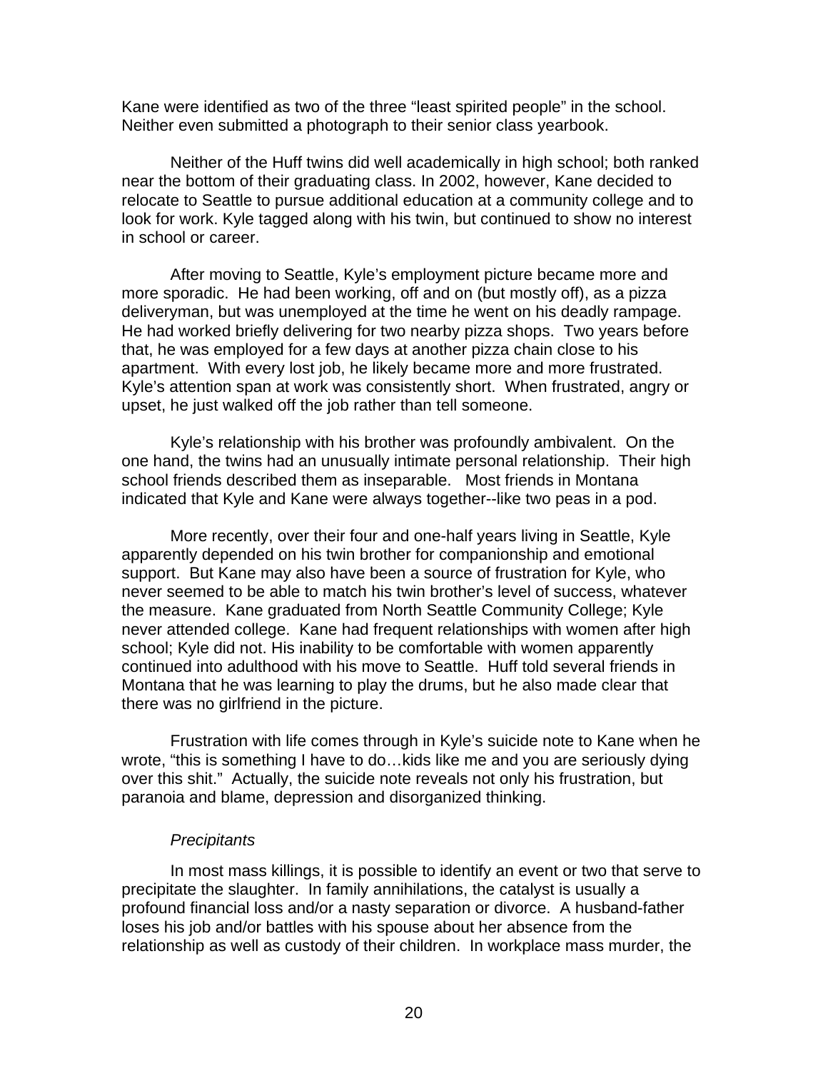Kane were identified as two of the three "least spirited people" in the school. Neither even submitted a photograph to their senior class yearbook.

Neither of the Huff twins did well academically in high school; both ranked near the bottom of their graduating class. In 2002, however, Kane decided to relocate to Seattle to pursue additional education at a community college and to look for work. Kyle tagged along with his twin, but continued to show no interest in school or career.

After moving to Seattle, Kyle's employment picture became more and more sporadic. He had been working, off and on (but mostly off), as a pizza deliveryman, but was unemployed at the time he went on his deadly rampage. He had worked briefly delivering for two nearby pizza shops. Two years before that, he was employed for a few days at another pizza chain close to his apartment. With every lost job, he likely became more and more frustrated. Kyle's attention span at work was consistently short. When frustrated, angry or upset, he just walked off the job rather than tell someone.

Kyle's relationship with his brother was profoundly ambivalent. On the one hand, the twins had an unusually intimate personal relationship. Their high school friends described them as inseparable. Most friends in Montana indicated that Kyle and Kane were always together--like two peas in a pod.

More recently, over their four and one-half years living in Seattle, Kyle apparently depended on his twin brother for companionship and emotional support. But Kane may also have been a source of frustration for Kyle, who never seemed to be able to match his twin brother's level of success, whatever the measure. Kane graduated from North Seattle Community College; Kyle never attended college. Kane had frequent relationships with women after high school; Kyle did not. His inability to be comfortable with women apparently continued into adulthood with his move to Seattle. Huff told several friends in Montana that he was learning to play the drums, but he also made clear that there was no girlfriend in the picture.

Frustration with life comes through in Kyle's suicide note to Kane when he wrote, "this is something I have to do…kids like me and you are seriously dying over this shit." Actually, the suicide note reveals not only his frustration, but paranoia and blame, depression and disorganized thinking.

*Precipitants*

In most mass killings, it is possible to identify an event or two that serve to precipitate the slaughter. In family annihilations, the catalyst is usually a profound financial loss and/or a nasty separation or divorce. A husband-father loses his job and/or battles with his spouse about her absence from the relationship as well as custody of their children. In workplace mass murder, the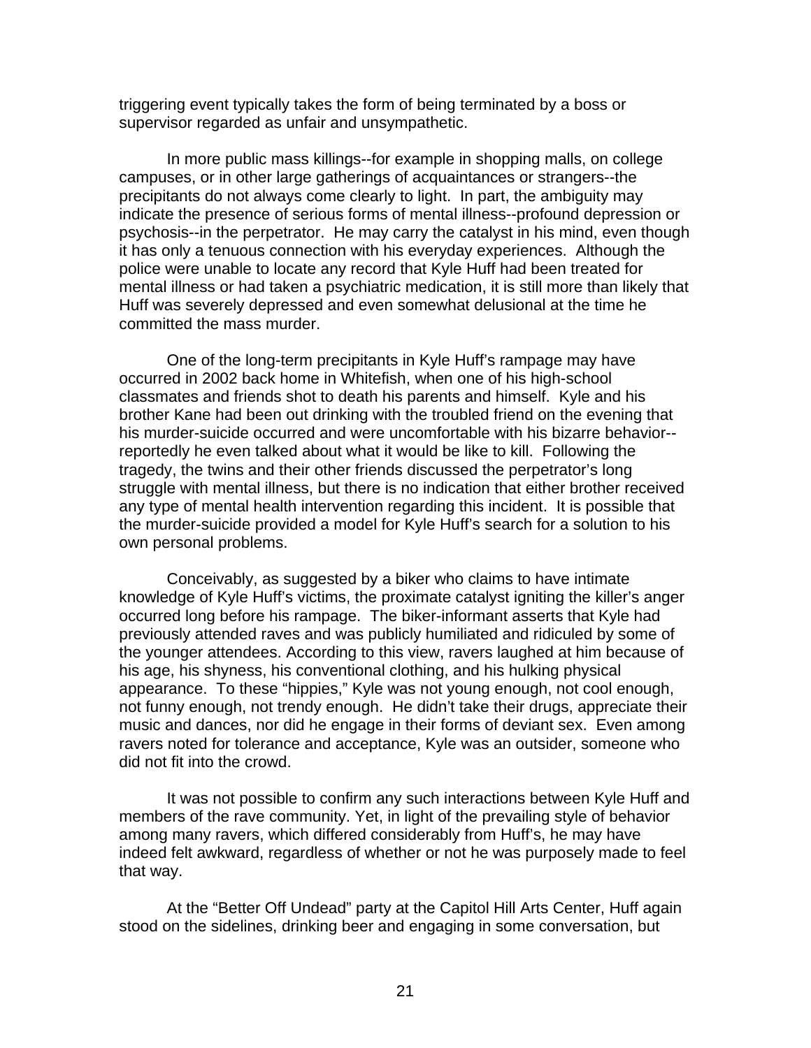triggering event typically takes the form of being terminated by a boss or supervisor regarded as unfair and unsympathetic.

In more public mass killings--for example in shopping malls, on college campuses, or in other large gatherings of acquaintances or strangers--the precipitants do not always come clearly to light. In part, the ambiguity may indicate the presence of serious forms of mental illness--profound depression or psychosis--in the perpetrator. He may carry the catalyst in his mind, even though it has only a tenuous connection with his everyday experiences. Although the police were unable to locate any record that Kyle Huff had been treated for mental illness or had taken a psychiatric medication, it is still more than likely that Huff was severely depressed and even somewhat delusional at the time he committed the mass murder.

One of the long-term precipitants in Kyle Huff's rampage may have occurred in 2002 back home in Whitefish, when one of his high-school classmates and friends shot to death his parents and himself. Kyle and his brother Kane had been out drinking with the troubled friend on the evening that his murder-suicide occurred and were uncomfortable with his bizarre behavior--reportedly he even talked about what it would be like to kill. Following the tragedy, the twins and their other friends discussed the perpetrator's long struggle with mental illness, but there is no indication that either brother received any type of mental health intervention regarding this incident. It is possible that the murder-suicide provided a model for Kyle Huff's search for a solution to his own personal problems.

Conceivably, as suggested by a biker who claims to have intimate knowledge of Kyle Huff's victims, the proximate catalyst igniting the killer's anger occurred long before his rampage. The biker-informant asserts that Kyle had previously attended raves and was publicly humiliated and ridiculed by some of the younger attendees. According to this view, ravers laughed at him because of his age, his shyness, his conventional clothing, and his hulking physical appearance. To these "hippies," Kyle was not young enough, not cool enough, not funny enough, not trendy enough. He didn't take their drugs, appreciate their music and dances, nor did he engage in their forms of deviant sex. Even among ravers noted for tolerance and acceptance, Kyle was an outsider, someone who did not fit into the crowd.

It was not possible to confirm any such interactions between Kyle Huff and members of the rave community. Yet, in light of the prevailing style of behavior among many ravers, which differed considerably from Huff's, he may have indeed felt awkward, regardless of whether or not he was purposely made to feel that way.

At the "Better Off Undead" party at the Capitol Hill Arts Center, Huff again stood on the sidelines, drinking beer and engaging in some conversation, but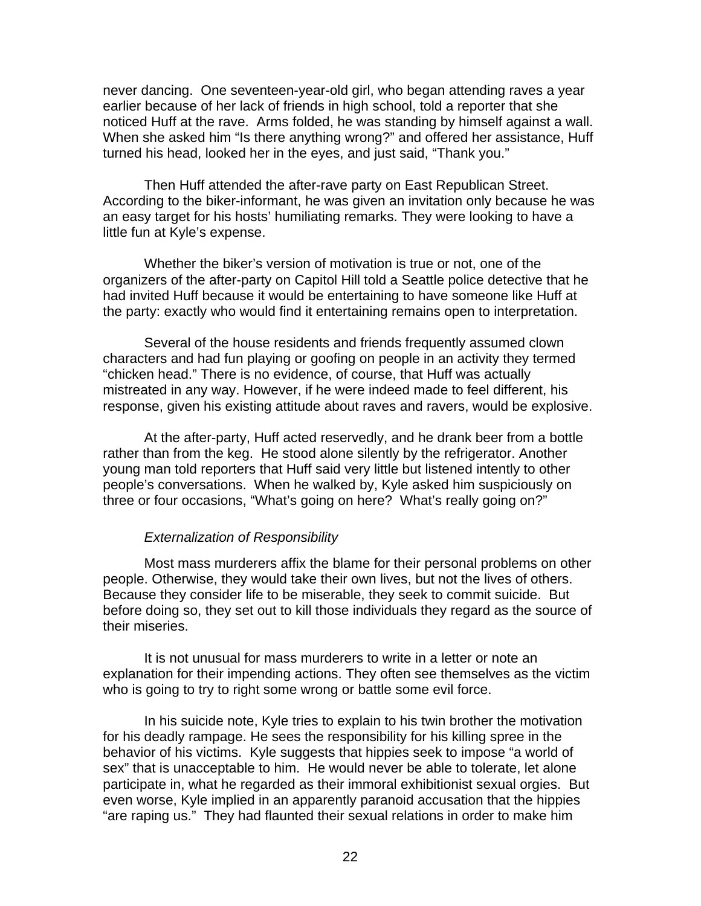never dancing. One seventeen-year-old girl, who began attending raves a year earlier because of her lack of friends in high school, told a reporter that she noticed Huff at the rave. Arms folded, he was standing by himself against a wall. When she asked him "Is there anything wrong?" and offered her assistance, Huff turned his head, looked her in the eyes, and just said, "Thank you."

Then Huff attended the after-rave party on East Republican Street. According to the biker-informant, he was given an invitation only because he was an easy target for his hosts' humiliating remarks. They were looking to have a little fun at Kyle's expense.

Whether the biker's version of motivation is true or not, one of the organizers of the after-party on Capitol Hill told a Seattle police detective that he had invited Huff because it would be entertaining to have someone like Huff at the party: exactly who would find it entertaining remains open to interpretation.

Several of the house residents and friends frequently assumed clown characters and had fun playing or goofing on people in an activity they termed "chicken head." There is no evidence, of course, that Huff was actually mistreated in any way. However, if he were indeed made to feel different, his response, given his existing attitude about raves and ravers, would be explosive.

At the after-party, Huff acted reservedly, and he drank beer from a bottle rather than from the keg. He stood alone silently by the refrigerator. Another young man told reporters that Huff said very little but listened intently to other people's conversations. When he walked by, Kyle asked him suspiciously on three or four occasions, "What's going on here? What's really going on?"

*Externalization of Responsibility*

Most mass murderers affix the blame for their personal problems on other people. Otherwise, they would take their own lives, but not the lives of others. Because they consider life to be miserable, they seek to commit suicide. But before doing so, they set out to kill those individuals they regard as the source of their miseries.

It is not unusual for mass murderers to write in a letter or note an explanation for their impending actions. They often see themselves as the victim who is going to try to right some wrong or battle some evil force.

In his suicide note, Kyle tries to explain to his twin brother the motivation for his deadly rampage. He sees the responsibility for his killing spree in the behavior of his victims. Kyle suggests that hippies seek to impose "a world of sex" that is unacceptable to him. He would never be able to tolerate, let alone participate in, what he regarded as their immoral exhibitionist sexual orgies. But even worse, Kyle implied in an apparently paranoid accusation that the hippies "are raping us." They had flaunted their sexual relations in order to make him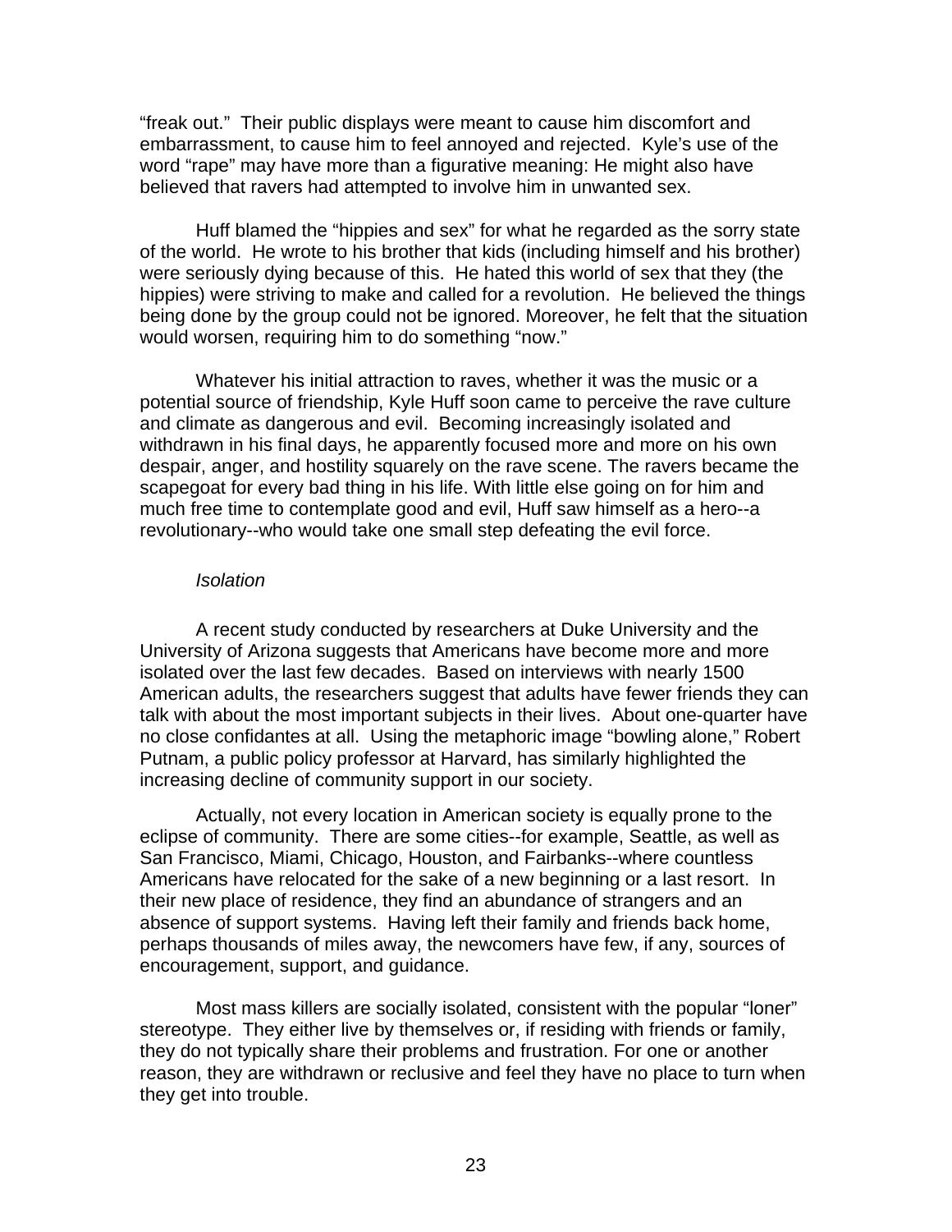"freak out." Their public displays were meant to cause him discomfort and embarrassment, to cause him to feel annoyed and rejected. Kyle's use of the word "rape" may have more than a figurative meaning: He might also have believed that ravers had attempted to involve him in unwanted sex.

Huff blamed the "hippies and sex" for what he regarded as the sorry state of the world. He wrote to his brother that kids (including himself and his brother) were seriously dying because of this. He hated this world of sex that they (the hippies) were striving to make and called for a revolution. He believed the things being done by the group could not be ignored. Moreover, he felt that the situation would worsen, requiring him to do something "now."

Whatever his initial attraction to raves, whether it was the music or a potential source of friendship, Kyle Huff soon came to perceive the rave culture and climate as dangerous and evil. Becoming increasingly isolated and withdrawn in his final days, he apparently focused more and more on his own despair, anger, and hostility squarely on the rave scene. The ravers became the scapegoat for every bad thing in his life. With little else going on for him and much free time to contemplate good and evil, Huff saw himself as a hero--a revolutionary--who would take one small step defeating the evil force.

*Isolation*

A recent study conducted by researchers at Duke University and the University of Arizona suggests that Americans have become more and more isolated over the last few decades. Based on interviews with nearly 1500 American adults, the researchers suggest that adults have fewer friends they can talk with about the most important subjects in their lives. About one-quarter have no close confidantes at all. Using the metaphoric image "bowling alone," Robert Putnam, a public policy professor at Harvard, has similarly highlighted the increasing decline of community support in our society.

Actually, not every location in American society is equally prone to the eclipse of community. There are some cities--for example, Seattle, as well as San Francisco, Miami, Chicago, Houston, and Fairbanks--where countless Americans have relocated for the sake of a new beginning or a last resort. In their new place of residence, they find an abundance of strangers and an absence of support systems. Having left their family and friends back home, perhaps thousands of miles away, the newcomers have few, if any, sources of encouragement, support, and guidance.

Most mass killers are socially isolated, consistent with the popular "loner" stereotype. They either live by themselves or, if residing with friends or family, they do not typically share their problems and frustration. For one or another reason, they are withdrawn or reclusive and feel they have no place to turn when they get into trouble.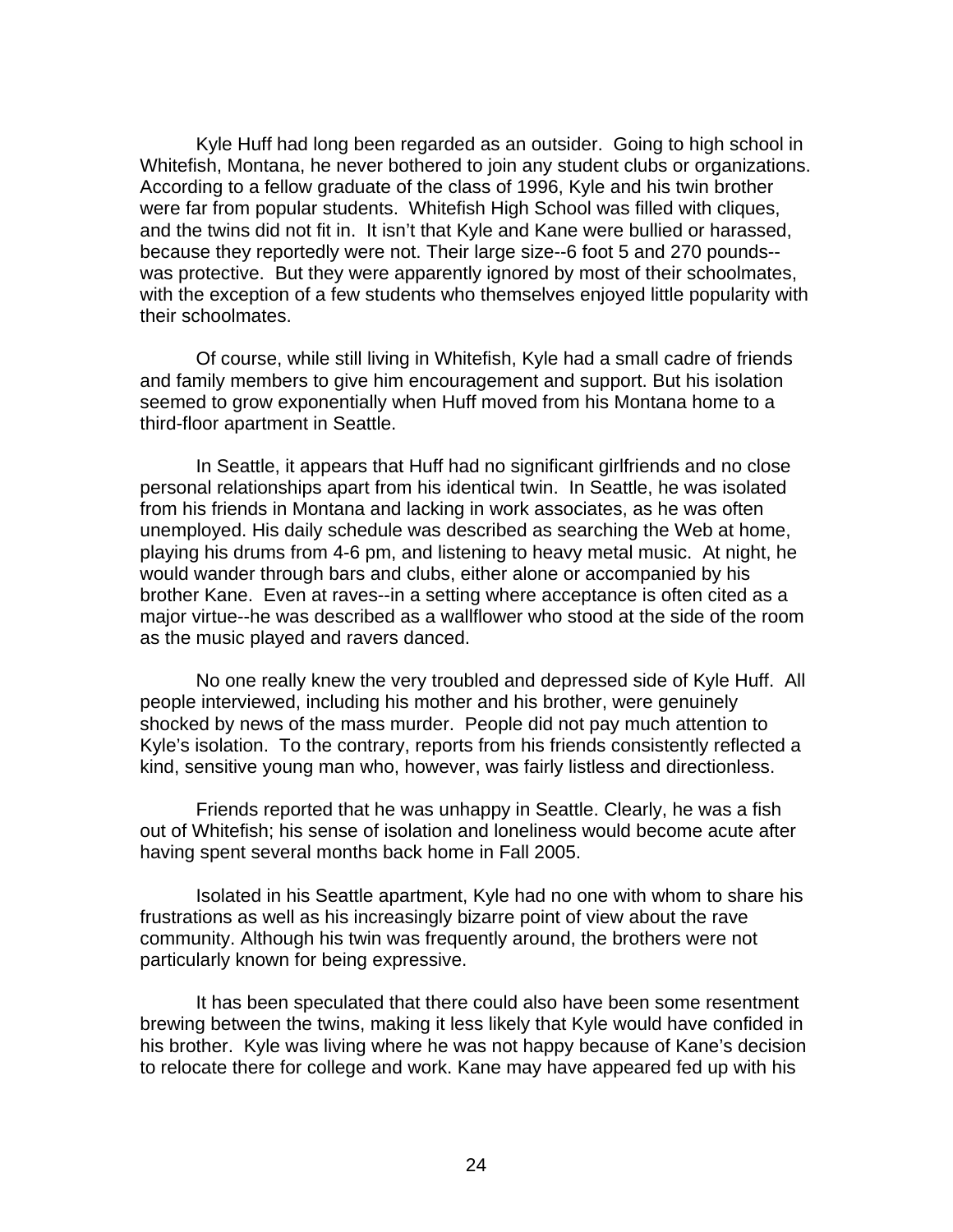Kyle Huff had long been regarded as an outsider. Going to high school in Whitefish, Montana, he never bothered to join any student clubs or organizations. According to a fellow graduate of the class of 1996, Kyle and his twin brother were far from popular students. Whitefish High School was filled with cliques, and the twins did not fit in. It isn't that Kyle and Kane were bullied or harassed, because they reportedly were not. Their large size--6 foot 5 and 270 pounds--was protective. But they were apparently ignored by most of their schoolmates, with the exception of a few students who themselves enjoyed little popularity with their schoolmates.

Of course, while still living in Whitefish, Kyle had a small cadre of friends and family members to give him encouragement and support. But his isolation seemed to grow exponentially when Huff moved from his Montana home to a third-floor apartment in Seattle.

In Seattle, it appears that Huff had no significant girlfriends and no close personal relationships apart from his identical twin. In Seattle, he was isolated from his friends in Montana and lacking in work associates, as he was often unemployed. His daily schedule was described as searching the Web at home, playing his drums from 4-6 pm, and listening to heavy metal music. At night, he would wander through bars and clubs, either alone or accompanied by his brother Kane. Even at raves--in a setting where acceptance is often cited as a major virtue--he was described as a wallflower who stood at the side of the room as the music played and ravers danced.

No one really knew the very troubled and depressed side of Kyle Huff. All people interviewed, including his mother and his brother, were genuinely shocked by news of the mass murder. People did not pay much attention to Kyle's isolation. To the contrary, reports from his friends consistently reflected a kind, sensitive young man who, however, was fairly listless and directionless.

Friends reported that he was unhappy in Seattle. Clearly, he was a fish out of Whitefish; his sense of isolation and loneliness would become acute after having spent several months back home in Fall 2005.

Isolated in his Seattle apartment, Kyle had no one with whom to share his frustrations as well as his increasingly bizarre point of view about the rave community. Although his twin was frequently around, the brothers were not particularly known for being expressive.

It has been speculated that there could also have been some resentment brewing between the twins, making it less likely that Kyle would have confided in his brother. Kyle was living where he was not happy because of Kane's decision to relocate there for college and work. Kane may have appeared fed up with his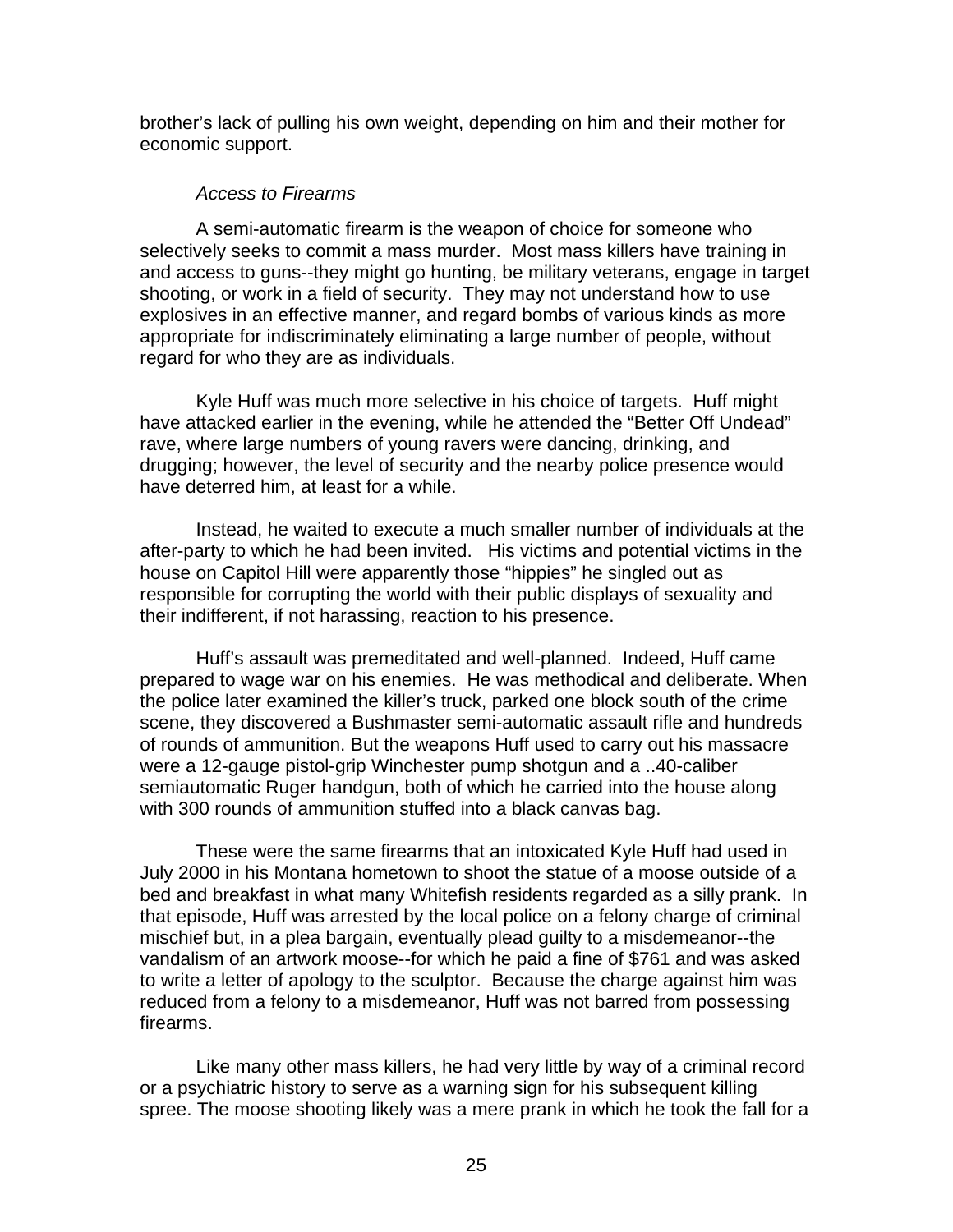brother's lack of pulling his own weight, depending on him and their mother for economic support.

*Access to Firearms*

A semi-automatic firearm is the weapon of choice for someone who selectively seeks to commit a mass murder. Most mass killers have training in and access to guns--they might go hunting, be military veterans, engage in target shooting, or work in a field of security. They may not understand how to use explosives in an effective manner, and regard bombs of various kinds as more appropriate for indiscriminately eliminating a large number of people, without regard for who they are as individuals.

Kyle Huff was much more selective in his choice of targets. Huff might have attacked earlier in the evening, while he attended the "Better Off Undead" rave, where large numbers of young ravers were dancing, drinking, and drugging; however, the level of security and the nearby police presence would have deterred him, at least for a while.

Instead, he waited to execute a much smaller number of individuals at the after-party to which he had been invited. His victims and potential victims in the house on Capitol Hill were apparently those "hippies" he singled out as responsible for corrupting the world with their public displays of sexuality and their indifferent, if not harassing, reaction to his presence.

Huff's assault was premeditated and well-planned. Indeed, Huff came prepared to wage war on his enemies. He was methodical and deliberate. When the police later examined the killer's truck, parked one block south of the crime scene, they discovered a Bushmaster semi-automatic assault rifle and hundreds of rounds of ammunition. But the weapons Huff used to carry out his massacre were a 12-gauge pistol-grip Winchester pump shotgun and a ..40-caliber semiautomatic Ruger handgun, both of which he carried into the house along with 300 rounds of ammunition stuffed into a black canvas bag.

These were the same firearms that an intoxicated Kyle Huff had used in July 2000 in his Montana hometown to shoot the statue of a moose outside of a bed and breakfast in what many Whitefish residents regarded as a silly prank. In that episode, Huff was arrested by the local police on a felony charge of criminal mischief but, in a plea bargain, eventually plead guilty to a misdemeanor--the vandalism of an artwork moose--for which he paid a fine of $761 and was asked to write a letter of apology to the sculptor. Because the charge against him was reduced from a felony to a misdemeanor, Huff was not barred from possessing firearms.

Like many other mass killers, he had very little by way of a criminal record or a psychiatric history to serve as a warning sign for his subsequent killing spree. The moose shooting likely was a mere prank in which he took the fall for a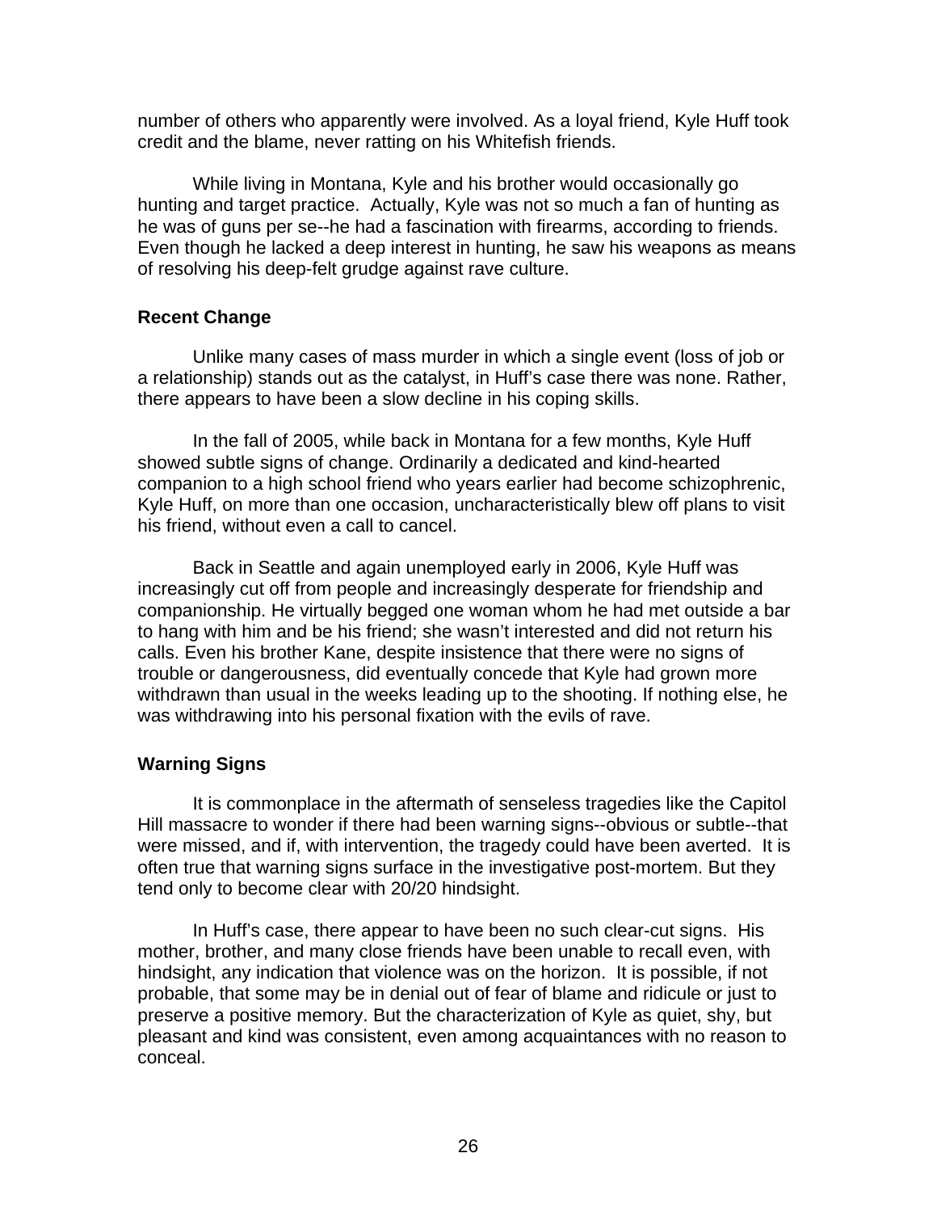number of others who apparently were involved. As a loyal friend, Kyle Huff took credit and the blame, never ratting on his Whitefish friends.

While living in Montana, Kyle and his brother would occasionally go hunting and target practice. Actually, Kyle was not so much a fan of hunting as he was of guns per se--he had a fascination with firearms, according to friends. Even though he lacked a deep interest in hunting, he saw his weapons as means of resolving his deep-felt grudge against rave culture.

### Recent Change

Unlike many cases of mass murder in which a single event (loss of job or a relationship) stands out as the catalyst, in Huff's case there was none. Rather, there appears to have been a slow decline in his coping skills.

In the fall of 2005, while back in Montana for a few months, Kyle Huff showed subtle signs of change. Ordinarily a dedicated and kind-hearted companion to a high school friend who years earlier had become schizophrenic, Kyle Huff, on more than one occasion, uncharacteristically blew off plans to visit his friend, without even a call to cancel.

Back in Seattle and again unemployed early in 2006, Kyle Huff was increasingly cut off from people and increasingly desperate for friendship and companionship. He virtually begged one woman whom he had met outside a bar to hang with him and be his friend; she wasn't interested and did not return his calls. Even his brother Kane, despite insistence that there were no signs of trouble or dangerousness, did eventually concede that Kyle had grown more withdrawn than usual in the weeks leading up to the shooting. If nothing else, he was withdrawing into his personal fixation with the evils of rave.

### Warning Signs

It is commonplace in the aftermath of senseless tragedies like the Capitol Hill massacre to wonder if there had been warning signs--obvious or subtle--that were missed, and if, with intervention, the tragedy could have been averted. It is often true that warning signs surface in the investigative post-mortem. But they tend only to become clear with 20/20 hindsight.

In Huff's case, there appear to have been no such clear-cut signs. His mother, brother, and many close friends have been unable to recall even, with hindsight, any indication that violence was on the horizon. It is possible, if not probable, that some may be in denial out of fear of blame and ridicule or just to preserve a positive memory. But the characterization of Kyle as quiet, shy, but pleasant and kind was consistent, even among acquaintances with no reason to conceal.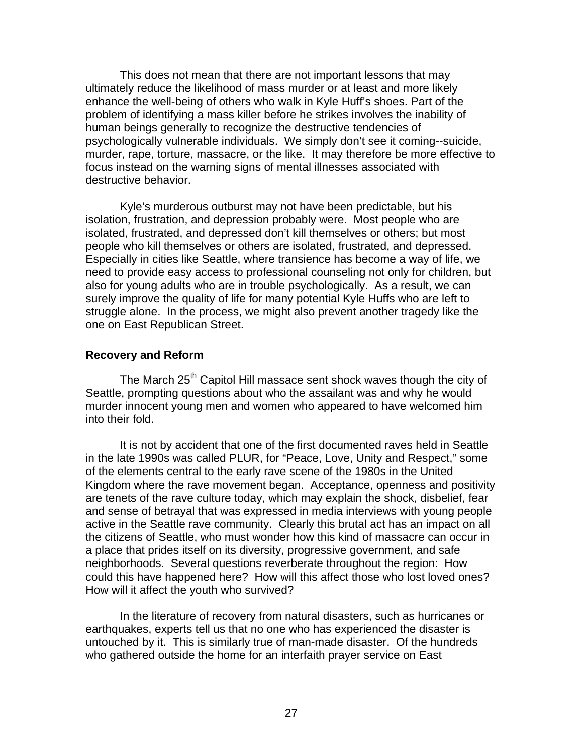This does not mean that there are not important lessons that may ultimately reduce the likelihood of mass murder or at least and more likely enhance the well-being of others who walk in Kyle Huff's shoes. Part of the problem of identifying a mass killer before he strikes involves the inability of human beings generally to recognize the destructive tendencies of psychologically vulnerable individuals. We simply don't see it coming--suicide, murder, rape, torture, massacre, or the like. It may therefore be more effective to focus instead on the warning signs of mental illnesses associated with destructive behavior.

Kyle's murderous outburst may not have been predictable, but his isolation, frustration, and depression probably were. Most people who are isolated, frustrated, and depressed don't kill themselves or others; but most people who kill themselves or others are isolated, frustrated, and depressed. Especially in cities like Seattle, where transience has become a way of life, we need to provide easy access to professional counseling not only for children, but also for young adults who are in trouble psychologically. As a result, we can surely improve the quality of life for many potential Kyle Huffs who are left to struggle alone. In the process, we might also prevent another tragedy like the one on East Republican Street.

**Recovery and Reform**

The March 25th Capitol Hill massace sent shock waves though the city of Seattle, prompting questions about who the assailant was and why he would murder innocent young men and women who appeared to have welcomed him into their fold.

It is not by accident that one of the first documented raves held in Seattle in the late 1990s was called PLUR, for "Peace, Love, Unity and Respect," some of the elements central to the early rave scene of the 1980s in the United Kingdom where the rave movement began. Acceptance, openness and positivity are tenets of the rave culture today, which may explain the shock, disbelief, fear and sense of betrayal that was expressed in media interviews with young people active in the Seattle rave community. Clearly this brutal act has an impact on all the citizens of Seattle, who must wonder how this kind of massacre can occur in a place that prides itself on its diversity, progressive government, and safe neighborhoods. Several questions reverberate throughout the region: How could this have happened here? How will this affect those who lost loved ones? How will it affect the youth who survived?

In the literature of recovery from natural disasters, such as hurricanes or earthquakes, experts tell us that no one who has experienced the disaster is untouched by it. This is similarly true of man-made disaster. Of the hundreds who gathered outside the home for an interfaith prayer service on East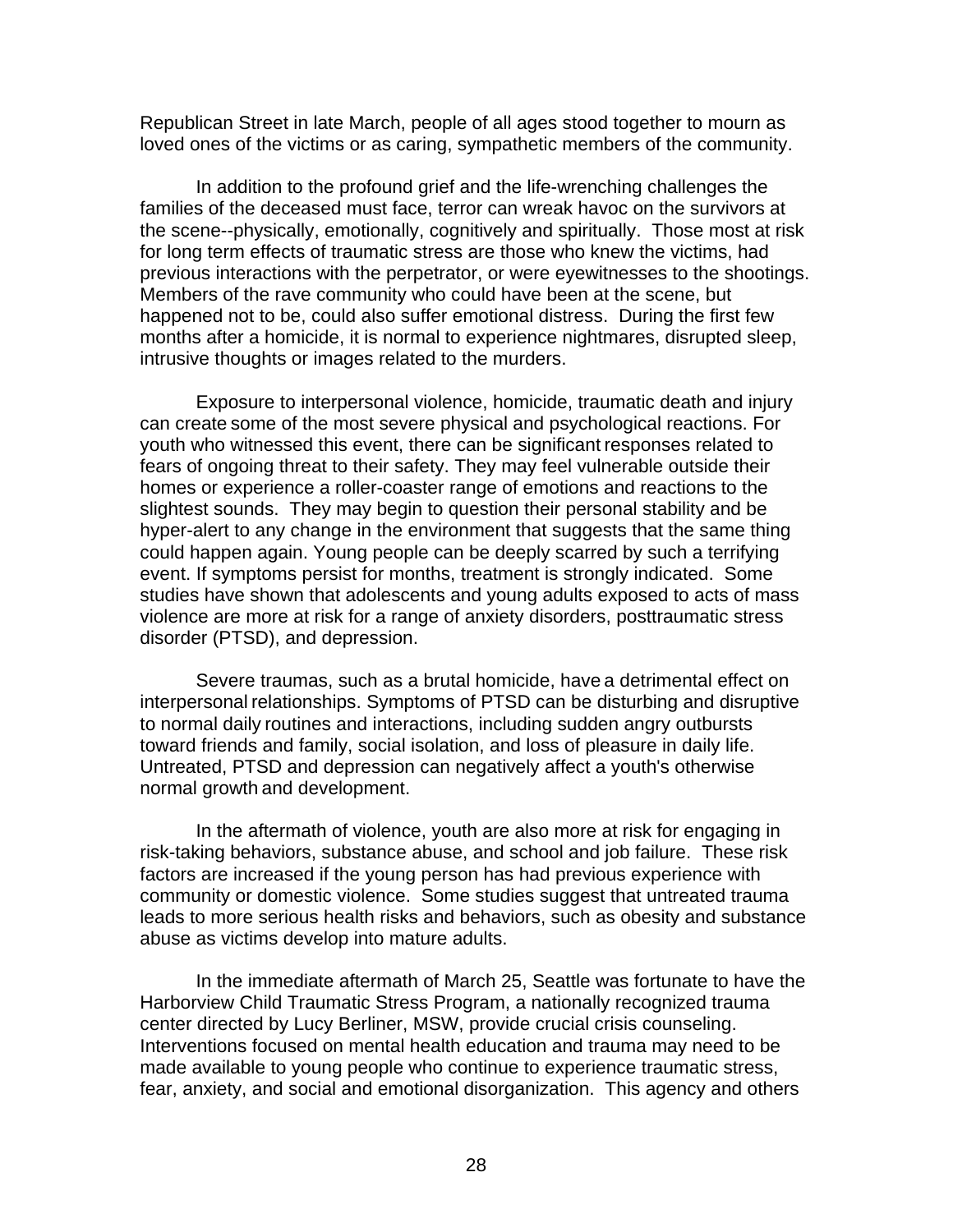Republican Street in late March, people of all ages stood together to mourn as loved ones of the victims or as caring, sympathetic members of the community.

In addition to the profound grief and the life-wrenching challenges the families of the deceased must face, terror can wreak havoc on the survivors at the scene--physically, emotionally, cognitively and spiritually. Those most at risk for long term effects of traumatic stress are those who knew the victims, had previous interactions with the perpetrator, or were eyewitnesses to the shootings. Members of the rave community who could have been at the scene, but happened not to be, could also suffer emotional distress. During the first few months after a homicide, it is normal to experience nightmares, disrupted sleep, intrusive thoughts or images related to the murders.

Exposure to interpersonal violence, homicide, traumatic death and injury can create some of the most severe physical and psychological reactions. For youth who witnessed this event, there can be significant responses related to fears of ongoing threat to their safety. They may feel vulnerable outside their homes or experience a roller-coaster range of emotions and reactions to the slightest sounds. They may begin to question their personal stability and be hyper-alert to any change in the environment that suggests that the same thing could happen again. Young people can be deeply scarred by such a terrifying event. If symptoms persist for months, treatment is strongly indicated. Some studies have shown that adolescents and young adults exposed to acts of mass violence are more at risk for a range of anxiety disorders, posttraumatic stress disorder (PTSD), and depression.

Severe traumas, such as a brutal homicide, have a detrimental effect on interpersonal relationships. Symptoms of PTSD can be disturbing and disruptive to normal daily routines and interactions, including sudden angry outbursts toward friends and family, social isolation, and loss of pleasure in daily life. Untreated, PTSD and depression can negatively affect a youth's otherwise normal growth and development.

In the aftermath of violence, youth are also more at risk for engaging in risk-taking behaviors, substance abuse, and school and job failure. These risk factors are increased if the young person has had previous experience with community or domestic violence. Some studies suggest that untreated trauma leads to more serious health risks and behaviors, such as obesity and substance abuse as victims develop into mature adults.

In the immediate aftermath of March 25, Seattle was fortunate to have the Harborview Child Traumatic Stress Program, a nationally recognized trauma center directed by Lucy Berliner, MSW, provide crucial crisis counseling. Interventions focused on mental health education and trauma may need to be made available to young people who continue to experience traumatic stress, fear, anxiety, and social and emotional disorganization. This agency and others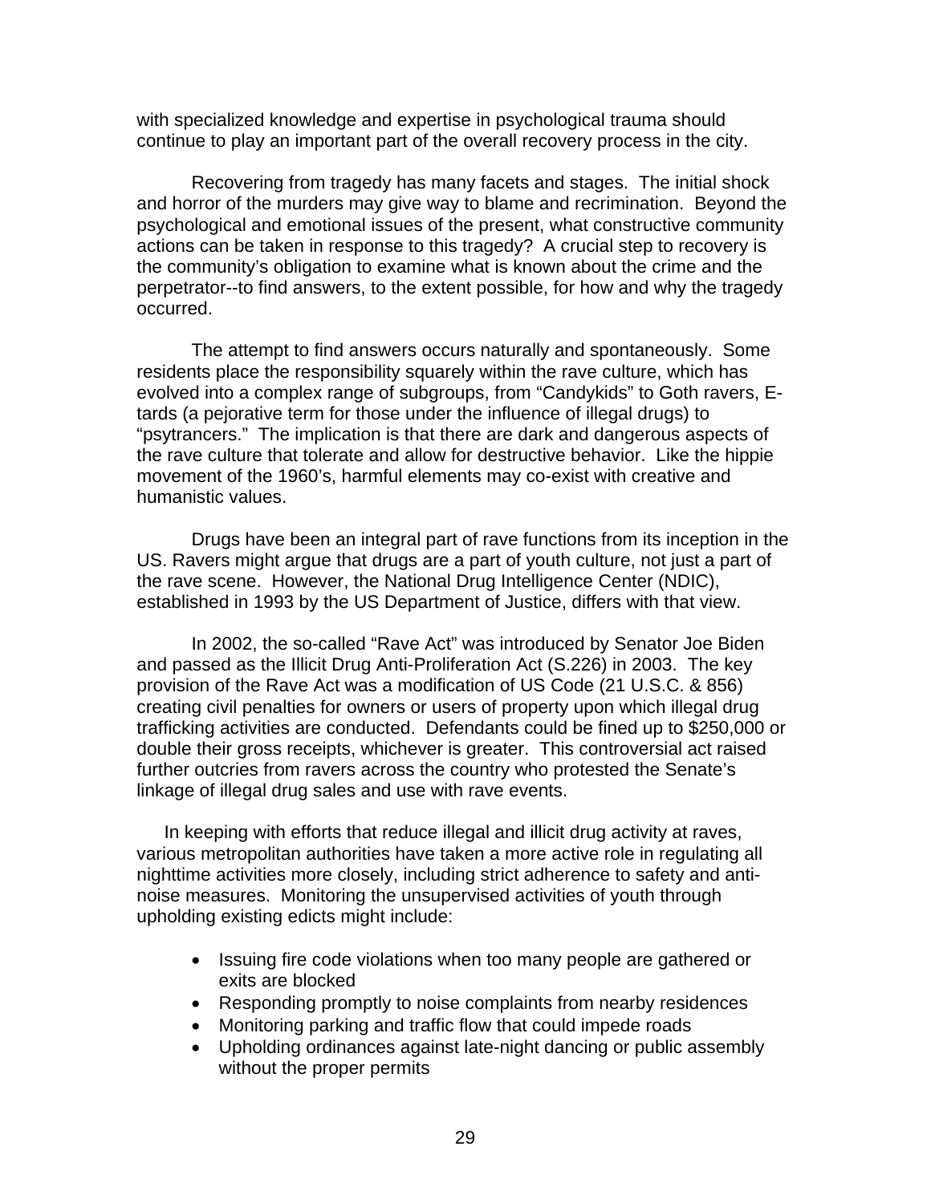with specialized knowledge and expertise in psychological trauma should continue to play an important part of the overall recovery process in the city.

Recovering from tragedy has many facets and stages. The initial shock and horror of the murders may give way to blame and recrimination. Beyond the psychological and emotional issues of the present, what constructive community actions can be taken in response to this tragedy? A crucial step to recovery is the community's obligation to examine what is known about the crime and the perpetrator--to find answers, to the extent possible, for how and why the tragedy occurred.

The attempt to find answers occurs naturally and spontaneously. Some residents place the responsibility squarely within the rave culture, which has evolved into a complex range of subgroups, from "Candykids" to Goth ravers, E-tards (a pejorative term for those under the influence of illegal drugs) to "psytrancers." The implication is that there are dark and dangerous aspects of the rave culture that tolerate and allow for destructive behavior. Like the hippie movement of the 1960's, harmful elements may co-exist with creative and humanistic values.

Drugs have been an integral part of rave functions from its inception in the US. Ravers might argue that drugs are a part of youth culture, not just a part of the rave scene. However, the National Drug Intelligence Center (NDIC), established in 1993 by the US Department of Justice, differs with that view.

In 2002, the so-called "Rave Act" was introduced by Senator Joe Biden and passed as the Illicit Drug Anti-Proliferation Act (S.226) in 2003. The key provision of the Rave Act was a modification of US Code (21 U.S.C. & 856) creating civil penalties for owners or users of property upon which illegal drug trafficking activities are conducted. Defendants could be fined up to $250,000 or double their gross receipts, whichever is greater. This controversial act raised further outcries from ravers across the country who protested the Senate's linkage of illegal drug sales and use with rave events.

In keeping with efforts that reduce illegal and illicit drug activity at raves, various metropolitan authorities have taken a more active role in regulating all nighttime activities more closely, including strict adherence to safety and anti-noise measures. Monitoring the unsupervised activities of youth through upholding existing edicts might include:

- Issuing fire code violations when too many people are gathered or exits are blocked
- Responding promptly to noise complaints from nearby residences
- Monitoring parking and traffic flow that could impede roads
- Upholding ordinances against late-night dancing or public assembly without the proper permits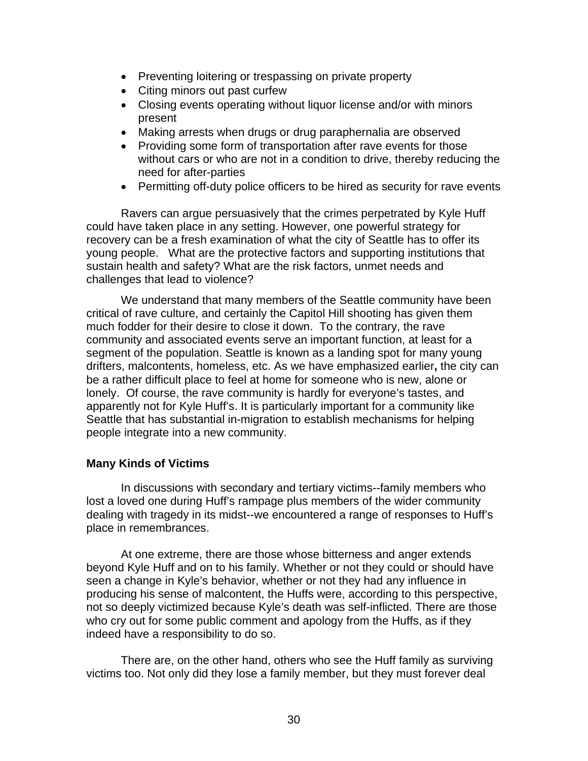- Preventing loitering or trespassing on private property
- Citing minors out past curfew
- Closing events operating without liquor license and/or with minors present
- Making arrests when drugs or drug paraphernalia are observed
- Providing some form of transportation after rave events for those without cars or who are not in a condition to drive, thereby reducing the need for after-parties
- Permitting off-duty police officers to be hired as security for rave events

Ravers can argue persuasively that the crimes perpetrated by Kyle Huff could have taken place in any setting. However, one powerful strategy for recovery can be a fresh examination of what the city of Seattle has to offer its young people. What are the protective factors and supporting institutions that sustain health and safety? What are the risk factors, unmet needs and challenges that lead to violence?

We understand that many members of the Seattle community have been critical of rave culture, and certainly the Capitol Hill shooting has given them much fodder for their desire to close it down. To the contrary, the rave community and associated events serve an important function, at least for a segment of the population. Seattle is known as a landing spot for many young drifters, malcontents, homeless, etc. As we have emphasized earlier**,** the city can be a rather difficult place to feel at home for someone who is new, alone or lonely. Of course, the rave community is hardly for everyone's tastes, and apparently not for Kyle Huff's. It is particularly important for a community like Seattle that has substantial in-migration to establish mechanisms for helping people integrate into a new community.

**Many Kinds of Victims**

In discussions with secondary and tertiary victims--family members who lost a loved one during Huff's rampage plus members of the wider community dealing with tragedy in its midst--we encountered a range of responses to Huff's place in remembrances.

At one extreme, there are those whose bitterness and anger extends beyond Kyle Huff and on to his family. Whether or not they could or should have seen a change in Kyle's behavior, whether or not they had any influence in producing his sense of malcontent, the Huffs were, according to this perspective, not so deeply victimized because Kyle's death was self-inflicted. There are those who cry out for some public comment and apology from the Huffs, as if they indeed have a responsibility to do so.

There are, on the other hand, others who see the Huff family as surviving victims too. Not only did they lose a family member, but they must forever deal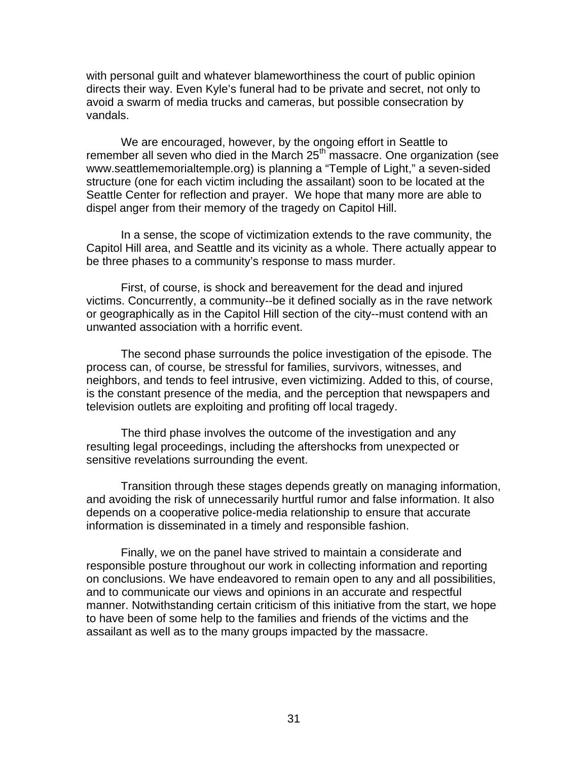with personal guilt and whatever blameworthiness the court of public opinion directs their way. Even Kyle's funeral had to be private and secret, not only to avoid a swarm of media trucks and cameras, but possible consecration by vandals.

We are encouraged, however, by the ongoing effort in Seattle to remember all seven who died in the March 25th massacre. One organization (see www.seattlememorialtemple.org) is planning a "Temple of Light," a seven-sided structure (one for each victim including the assailant) soon to be located at the Seattle Center for reflection and prayer. We hope that many more are able to dispel anger from their memory of the tragedy on Capitol Hill.

In a sense, the scope of victimization extends to the rave community, the Capitol Hill area, and Seattle and its vicinity as a whole. There actually appear to be three phases to a community's response to mass murder.

First, of course, is shock and bereavement for the dead and injured victims. Concurrently, a community--be it defined socially as in the rave network or geographically as in the Capitol Hill section of the city--must contend with an unwanted association with a horrific event.

The second phase surrounds the police investigation of the episode. The process can, of course, be stressful for families, survivors, witnesses, and neighbors, and tends to feel intrusive, even victimizing. Added to this, of course, is the constant presence of the media, and the perception that newspapers and television outlets are exploiting and profiting off local tragedy.

The third phase involves the outcome of the investigation and any resulting legal proceedings, including the aftershocks from unexpected or sensitive revelations surrounding the event.

Transition through these stages depends greatly on managing information, and avoiding the risk of unnecessarily hurtful rumor and false information. It also depends on a cooperative police-media relationship to ensure that accurate information is disseminated in a timely and responsible fashion.

Finally, we on the panel have strived to maintain a considerate and responsible posture throughout our work in collecting information and reporting on conclusions. We have endeavored to remain open to any and all possibilities, and to communicate our views and opinions in an accurate and respectful manner. Notwithstanding certain criticism of this initiative from the start, we hope to have been of some help to the families and friends of the victims and the assailant as well as to the many groups impacted by the massacre.